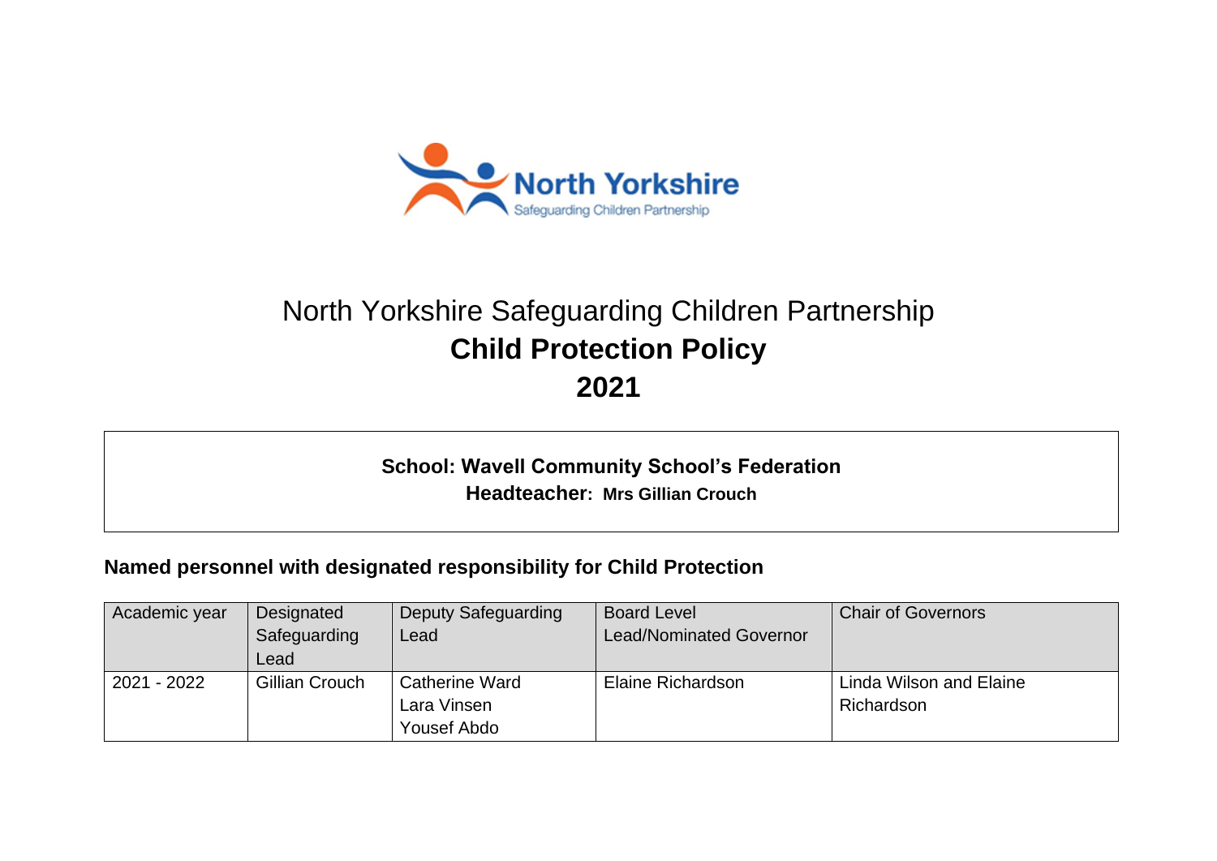North Yorkshire
Safeguarding Children Partnership

# North Yorkshire Safeguarding Children Partnership
# **Child Protection Policy**
# **2021**

**School: Wavell Community School's Federation**
**Headteacher: Mrs Gillian Crouch**

## Named personnel with designated responsibility for Child Protection

| Academic year | Designated Safeguarding Lead | Deputy Safeguarding Lead | Board Level Lead/Nominated Governor | Chair of Governors |
|---|---|---|---|---|
| 2021 - 2022 | Gillian Crouch | Catherine Ward<br>Lara Vinsen<br>Yousef Abdo | Elaine Richardson | Linda Wilson and Elaine Richardson |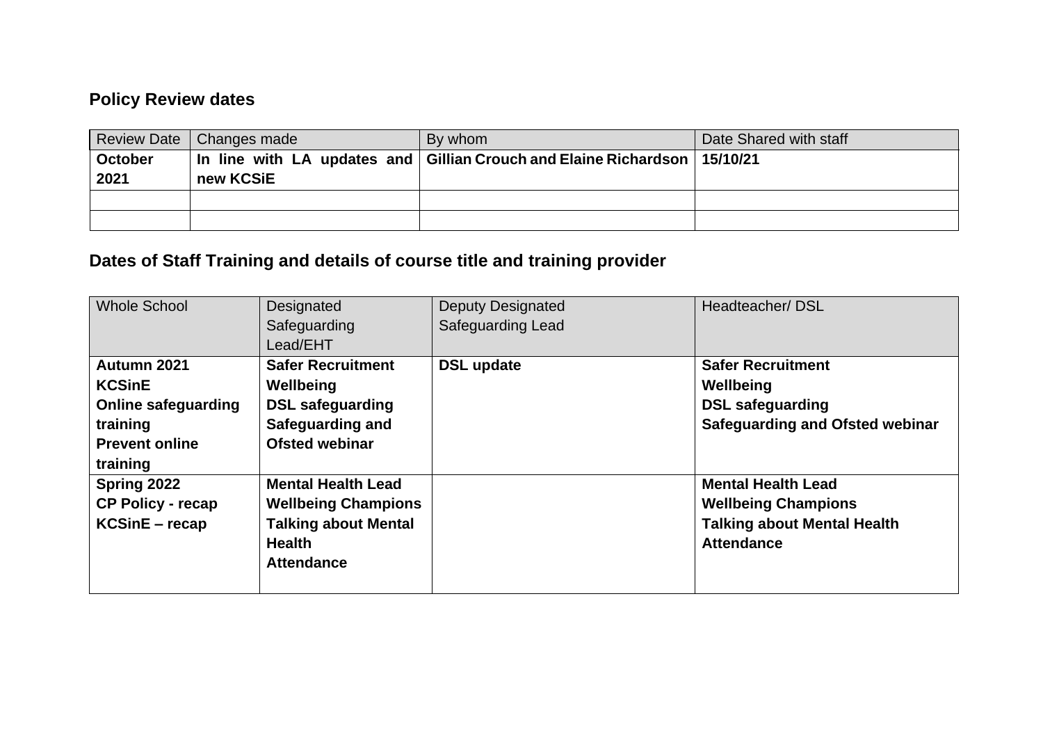## Policy Review dates

| Review Date | Changes made | By whom | Date Shared with staff |
|---|---|---|---|
| **October 2021** | **In line with LA updates and new KCSiE** | **Gillian Crouch and Elaine Richardson** | **15/10/21** |
| | | | |
| | | | |

## Dates of Staff Training and details of course title and training provider

| Whole School | Designated Safeguarding Lead/EHT | Deputy Designated Safeguarding Lead | Headteacher/ DSL |
|---|---|---|---|
| **Autumn 2021**<br>**KCSinE**<br>**Online safeguarding training**<br>**Prevent online training** | **Safer Recruitment**<br>**Wellbeing**<br>**DSL safeguarding**<br>**Safeguarding and Ofsted webinar** | **DSL update** | **Safer Recruitment**<br>**Wellbeing**<br>**DSL safeguarding**<br>**Safeguarding and Ofsted webinar** |
| **Spring 2022**<br>**CP Policy - recap**<br>**KCSinE – recap** | **Mental Health Lead**<br>**Wellbeing Champions**<br>**Talking about Mental Health**<br>**Attendance** | | **Mental Health Lead**<br>**Wellbeing Champions**<br>**Talking about Mental Health**<br>**Attendance** |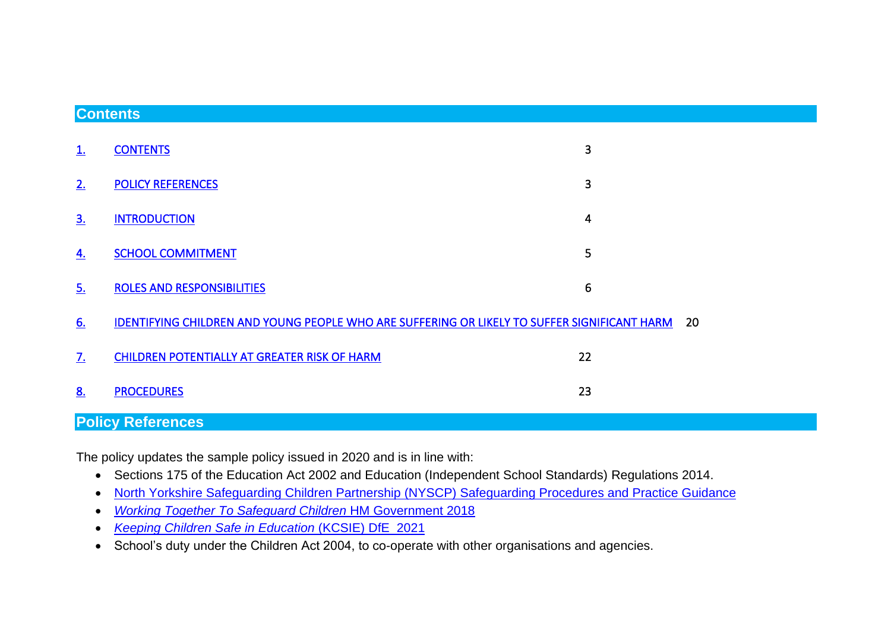## Contents

| | | |
|---|---|---|
| 1. | CONTENTS | 3 |
| 2. | POLICY REFERENCES | 3 |
| 3. | INTRODUCTION | 4 |
| 4. | SCHOOL COMMITMENT | 5 |
| 5. | ROLES AND RESPONSIBILITIES | 6 |
| 6. | IDENTIFYING CHILDREN AND YOUNG PEOPLE WHO ARE SUFFERING OR LIKELY TO SUFFER SIGNIFICANT HARM | 20 |
| 7. | CHILDREN POTENTIALLY AT GREATER RISK OF HARM | 22 |
| 8. | PROCEDURES | 23 |

## Policy References

The policy updates the sample policy issued in 2020 and is in line with:

- Sections 175 of the Education Act 2002 and Education (Independent School Standards) Regulations 2014.
- North Yorkshire Safeguarding Children Partnership (NYSCP) Safeguarding Procedures and Practice Guidance
- *Working Together To Safeguard Children* HM Government 2018
- *Keeping Children Safe in Education* (KCSIE) DfE 2021
- School's duty under the Children Act 2004, to co-operate with other organisations and agencies.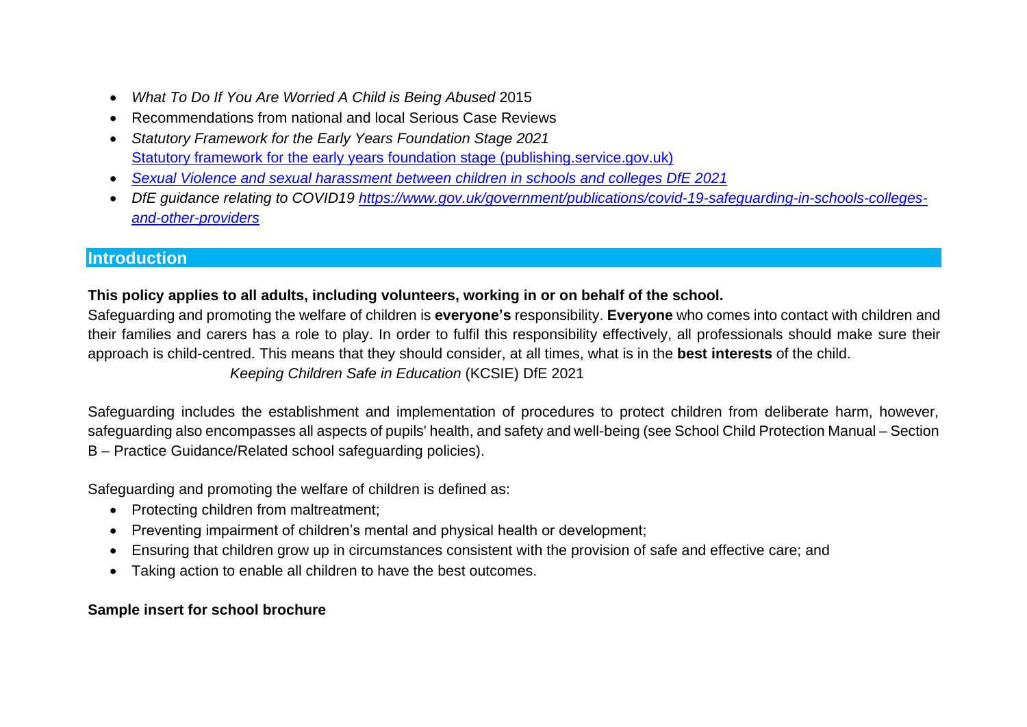- *What To Do If You Are Worried A Child is Being Abused* 2015
- Recommendations from national and local Serious Case Reviews
- *Statutory Framework for the Early Years Foundation Stage 2021*
  [Statutory framework for the early years foundation stage (publishing.service.gov.uk)]
- *[Sexual Violence and sexual harassment between children in schools and colleges DfE 2021]*
- *DfE guidance relating to COVID19 https://www.gov.uk/government/publications/covid-19-safeguarding-in-schools-colleges-and-other-providers*

## Introduction

**This policy applies to all adults, including volunteers, working in or on behalf of the school.**

Safeguarding and promoting the welfare of children is **everyone's** responsibility. **Everyone** who comes into contact with children and their families and carers has a role to play. In order to fulfil this responsibility effectively, all professionals should make sure their approach is child-centred. This means that they should consider, at all times, what is in the **best interests** of the child.

*Keeping Children Safe in Education* (KCSIE) DfE 2021

Safeguarding includes the establishment and implementation of procedures to protect children from deliberate harm, however, safeguarding also encompasses all aspects of pupils' health, and safety and well-being (see School Child Protection Manual – Section B – Practice Guidance/Related school safeguarding policies).

Safeguarding and promoting the welfare of children is defined as:

- Protecting children from maltreatment;
- Preventing impairment of children's mental and physical health or development;
- Ensuring that children grow up in circumstances consistent with the provision of safe and effective care; and
- Taking action to enable all children to have the best outcomes.

**Sample insert for school brochure**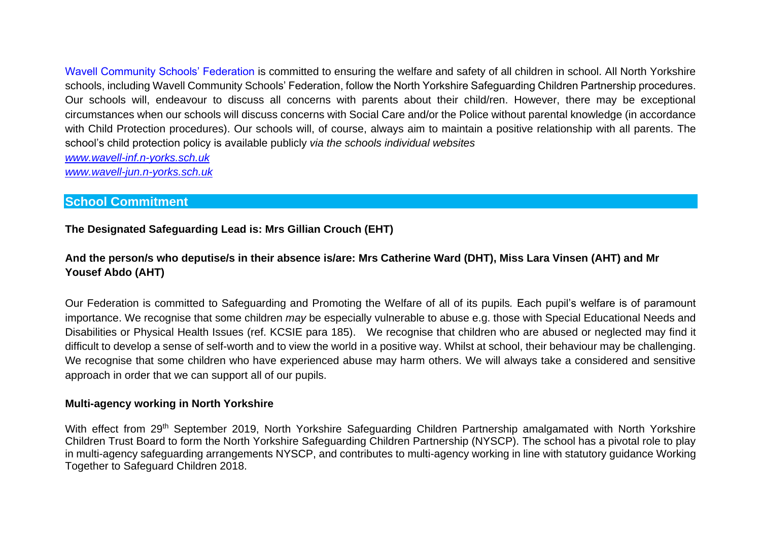Wavell Community Schools' Federation is committed to ensuring the welfare and safety of all children in school. All North Yorkshire schools, including Wavell Community Schools' Federation, follow the North Yorkshire Safeguarding Children Partnership procedures. Our schools will, endeavour to discuss all concerns with parents about their child/ren. However, there may be exceptional circumstances when our schools will discuss concerns with Social Care and/or the Police without parental knowledge (in accordance with Child Protection procedures). Our schools will, of course, always aim to maintain a positive relationship with all parents. The school's child protection policy is available publicly *via the schools individual websites*

*[www.wavell-inf.n-yorks.sch.uk](http://www.wavell-inf.n-yorks.sch.uk)*
*[www.wavell-jun.n-yorks.sch.uk](http://www.wavell-jun.n-yorks.sch.uk)*

## School Commitment

**The Designated Safeguarding Lead is: Mrs Gillian Crouch (EHT)**

**And the person/s who deputise/s in their absence is/are: Mrs Catherine Ward (DHT), Miss Lara Vinsen (AHT) and Mr Yousef Abdo (AHT)**

Our Federation is committed to Safeguarding and Promoting the Welfare of all of its pupils. Each pupil's welfare is of paramount importance. We recognise that some children *may* be especially vulnerable to abuse e.g. those with Special Educational Needs and Disabilities or Physical Health Issues (ref. KCSIE para 185). We recognise that children who are abused or neglected may find it difficult to develop a sense of self-worth and to view the world in a positive way. Whilst at school, their behaviour may be challenging. We recognise that some children who have experienced abuse may harm others. We will always take a considered and sensitive approach in order that we can support all of our pupils.

**Multi-agency working in North Yorkshire**

With effect from 29th September 2019, North Yorkshire Safeguarding Children Partnership amalgamated with North Yorkshire Children Trust Board to form the North Yorkshire Safeguarding Children Partnership (NYSCP). The school has a pivotal role to play in multi-agency safeguarding arrangements NYSCP, and contributes to multi-agency working in line with statutory guidance Working Together to Safeguard Children 2018.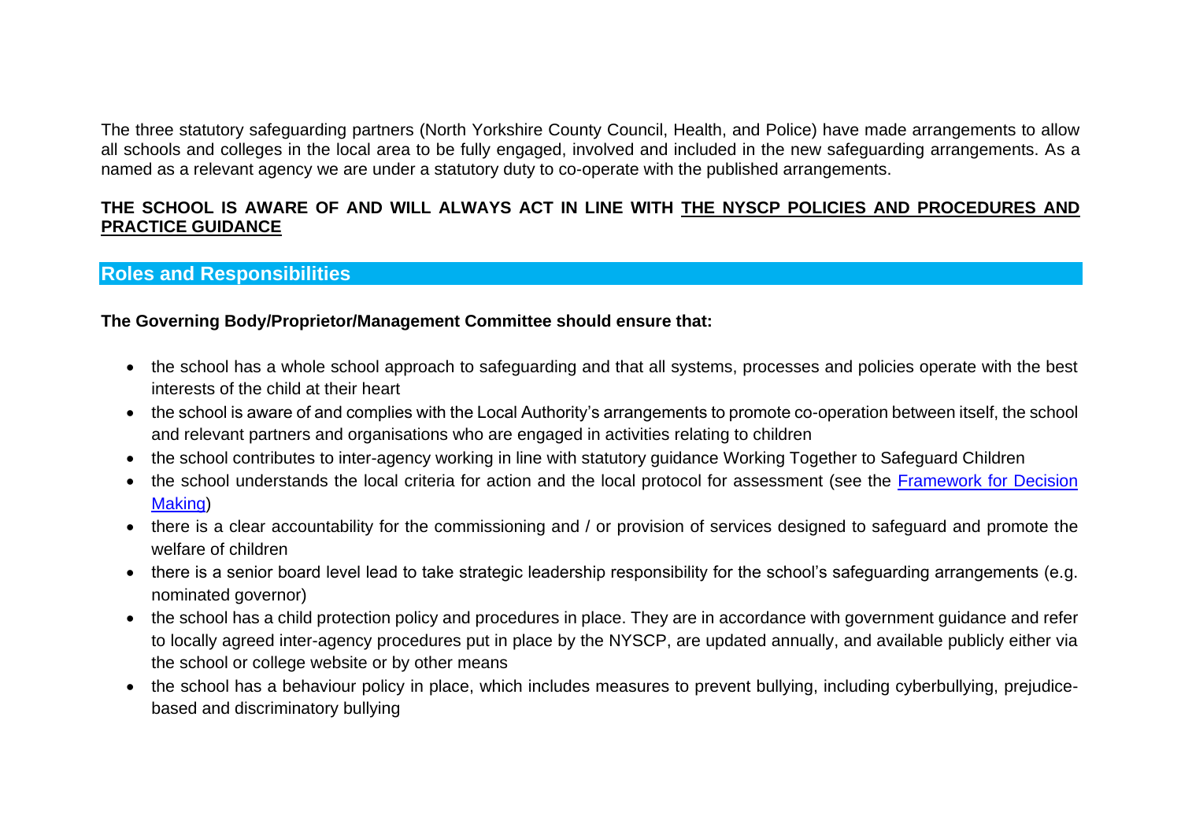The three statutory safeguarding partners (North Yorkshire County Council, Health, and Police) have made arrangements to allow all schools and colleges in the local area to be fully engaged, involved and included in the new safeguarding arrangements. As a named as a relevant agency we are under a statutory duty to co-operate with the published arrangements.

**THE SCHOOL IS AWARE OF AND WILL ALWAYS ACT IN LINE WITH THE NYSCP POLICIES AND PROCEDURES AND PRACTICE GUIDANCE**

## Roles and Responsibilities

**The Governing Body/Proprietor/Management Committee should ensure that:**

- the school has a whole school approach to safeguarding and that all systems, processes and policies operate with the best interests of the child at their heart
- the school is aware of and complies with the Local Authority's arrangements to promote co-operation between itself, the school and relevant partners and organisations who are engaged in activities relating to children
- the school contributes to inter-agency working in line with statutory guidance Working Together to Safeguard Children
- the school understands the local criteria for action and the local protocol for assessment (see the Framework for Decision Making)
- there is a clear accountability for the commissioning and / or provision of services designed to safeguard and promote the welfare of children
- there is a senior board level lead to take strategic leadership responsibility for the school's safeguarding arrangements (e.g. nominated governor)
- the school has a child protection policy and procedures in place. They are in accordance with government guidance and refer to locally agreed inter-agency procedures put in place by the NYSCP, are updated annually, and available publicly either via the school or college website or by other means
- the school has a behaviour policy in place, which includes measures to prevent bullying, including cyberbullying, prejudice-based and discriminatory bullying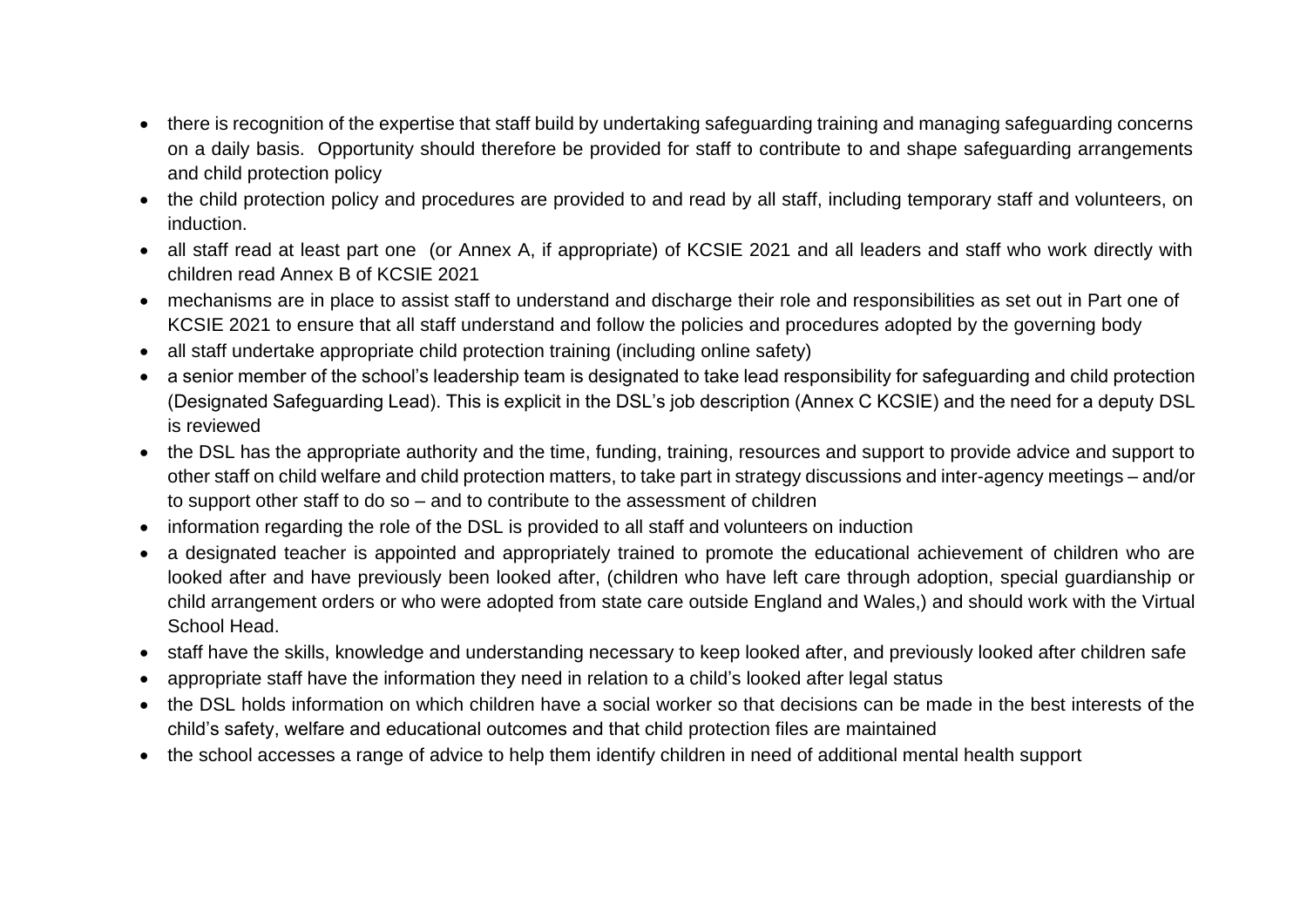- there is recognition of the expertise that staff build by undertaking safeguarding training and managing safeguarding concerns on a daily basis. Opportunity should therefore be provided for staff to contribute to and shape safeguarding arrangements and child protection policy
- the child protection policy and procedures are provided to and read by all staff, including temporary staff and volunteers, on induction.
- all staff read at least part one (or Annex A, if appropriate) of KCSIE 2021 and all leaders and staff who work directly with children read Annex B of KCSIE 2021
- mechanisms are in place to assist staff to understand and discharge their role and responsibilities as set out in Part one of KCSIE 2021 to ensure that all staff understand and follow the policies and procedures adopted by the governing body
- all staff undertake appropriate child protection training (including online safety)
- a senior member of the school's leadership team is designated to take lead responsibility for safeguarding and child protection (Designated Safeguarding Lead). This is explicit in the DSL's job description (Annex C KCSIE) and the need for a deputy DSL is reviewed
- the DSL has the appropriate authority and the time, funding, training, resources and support to provide advice and support to other staff on child welfare and child protection matters, to take part in strategy discussions and inter-agency meetings – and/or to support other staff to do so – and to contribute to the assessment of children
- information regarding the role of the DSL is provided to all staff and volunteers on induction
- a designated teacher is appointed and appropriately trained to promote the educational achievement of children who are looked after and have previously been looked after, (children who have left care through adoption, special guardianship or child arrangement orders or who were adopted from state care outside England and Wales,) and should work with the Virtual School Head.
- staff have the skills, knowledge and understanding necessary to keep looked after, and previously looked after children safe
- appropriate staff have the information they need in relation to a child's looked after legal status
- the DSL holds information on which children have a social worker so that decisions can be made in the best interests of the child's safety, welfare and educational outcomes and that child protection files are maintained
- the school accesses a range of advice to help them identify children in need of additional mental health support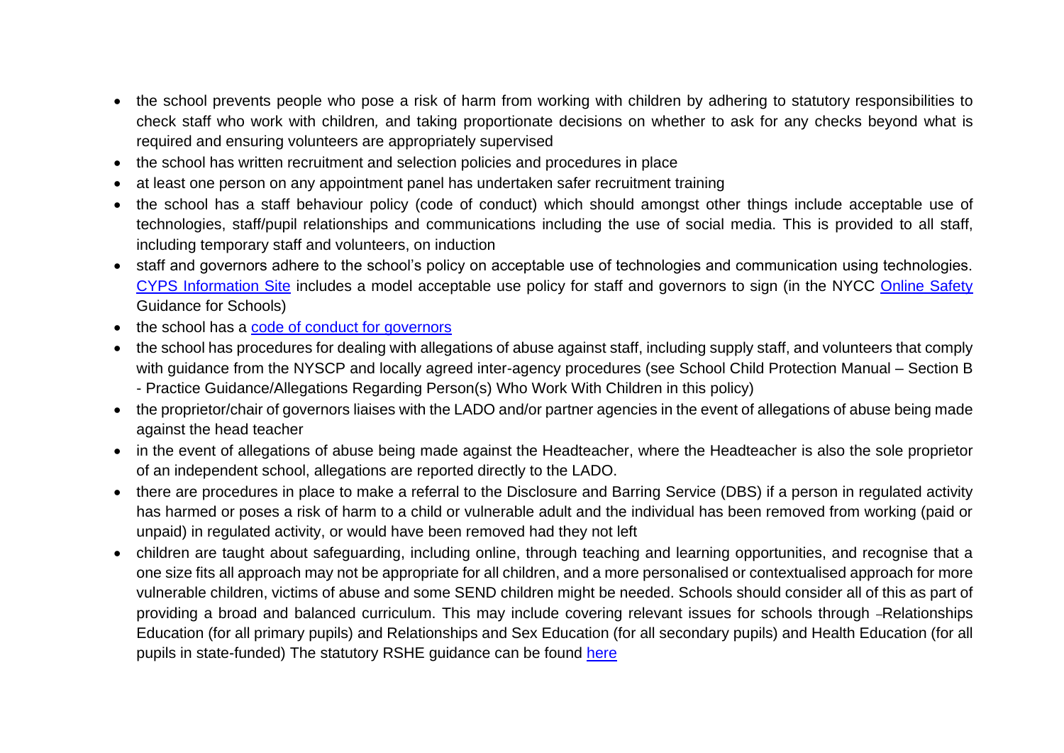- the school prevents people who pose a risk of harm from working with children by adhering to statutory responsibilities to check staff who work with children, and taking proportionate decisions on whether to ask for any checks beyond what is required and ensuring volunteers are appropriately supervised
- the school has written recruitment and selection policies and procedures in place
- at least one person on any appointment panel has undertaken safer recruitment training
- the school has a staff behaviour policy (code of conduct) which should amongst other things include acceptable use of technologies, staff/pupil relationships and communications including the use of social media. This is provided to all staff, including temporary staff and volunteers, on induction
- staff and governors adhere to the school's policy on acceptable use of technologies and communication using technologies. [CYPS Information Site]() includes a model acceptable use policy for staff and governors to sign (in the NYCC [Online Safety]() Guidance for Schools)
- the school has a [code of conduct for governors]()
- the school has procedures for dealing with allegations of abuse against staff, including supply staff, and volunteers that comply with guidance from the NYSCP and locally agreed inter-agency procedures (see School Child Protection Manual – Section B - Practice Guidance/Allegations Regarding Person(s) Who Work With Children in this policy)
- the proprietor/chair of governors liaises with the LADO and/or partner agencies in the event of allegations of abuse being made against the head teacher
- in the event of allegations of abuse being made against the Headteacher, where the Headteacher is also the sole proprietor of an independent school, allegations are reported directly to the LADO.
- there are procedures in place to make a referral to the Disclosure and Barring Service (DBS) if a person in regulated activity has harmed or poses a risk of harm to a child or vulnerable adult and the individual has been removed from working (paid or unpaid) in regulated activity, or would have been removed had they not left
- children are taught about safeguarding, including online, through teaching and learning opportunities, and recognise that a one size fits all approach may not be appropriate for all children, and a more personalised or contextualised approach for more vulnerable children, victims of abuse and some SEND children might be needed. Schools should consider all of this as part of providing a broad and balanced curriculum. This may include covering relevant issues for schools through -Relationships Education (for all primary pupils) and Relationships and Sex Education (for all secondary pupils) and Health Education (for all pupils in state-funded) The statutory RSHE guidance can be found [here]()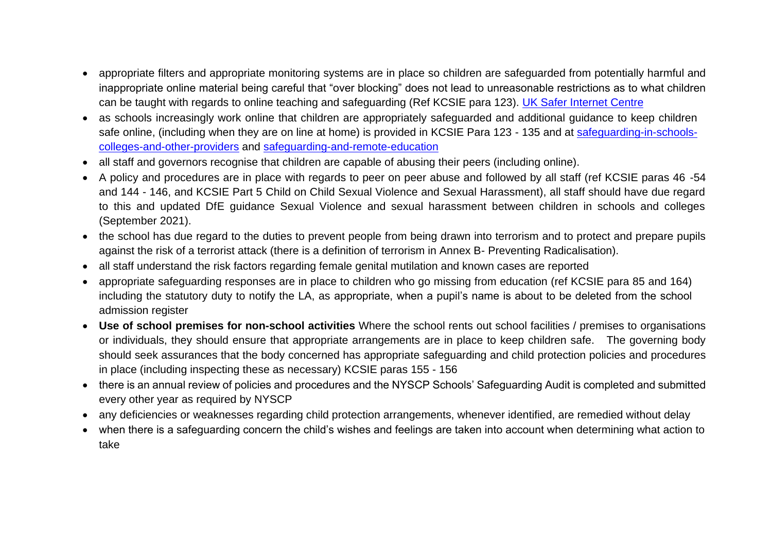- appropriate filters and appropriate monitoring systems are in place so children are safeguarded from potentially harmful and inappropriate online material being careful that "over blocking" does not lead to unreasonable restrictions as to what children can be taught with regards to online teaching and safeguarding (Ref KCSIE para 123). [UK Safer Internet Centre]
- as schools increasingly work online that children are appropriately safeguarded and additional guidance to keep children safe online, (including when they are on line at home) is provided in KCSIE Para 123 - 135 and at [safeguarding-in-schools-colleges-and-other-providers] and [safeguarding-and-remote-education]
- all staff and governors recognise that children are capable of abusing their peers (including online).
- A policy and procedures are in place with regards to peer on peer abuse and followed by all staff (ref KCSIE paras 46 -54 and 144 - 146, and KCSIE Part 5 Child on Child Sexual Violence and Sexual Harassment), all staff should have due regard to this and updated DfE guidance Sexual Violence and sexual harassment between children in schools and colleges (September 2021).
- the school has due regard to the duties to prevent people from being drawn into terrorism and to protect and prepare pupils against the risk of a terrorist attack (there is a definition of terrorism in Annex B- Preventing Radicalisation).
- all staff understand the risk factors regarding female genital mutilation and known cases are reported
- appropriate safeguarding responses are in place to children who go missing from education (ref KCSIE para 85 and 164) including the statutory duty to notify the LA, as appropriate, when a pupil's name is about to be deleted from the school admission register
- **Use of school premises for non-school activities** Where the school rents out school facilities / premises to organisations or individuals, they should ensure that appropriate arrangements are in place to keep children safe. The governing body should seek assurances that the body concerned has appropriate safeguarding and child protection policies and procedures in place (including inspecting these as necessary) KCSIE paras 155 - 156
- there is an annual review of policies and procedures and the NYSCP Schools' Safeguarding Audit is completed and submitted every other year as required by NYSCP
- any deficiencies or weaknesses regarding child protection arrangements, whenever identified, are remedied without delay
- when there is a safeguarding concern the child's wishes and feelings are taken into account when determining what action to take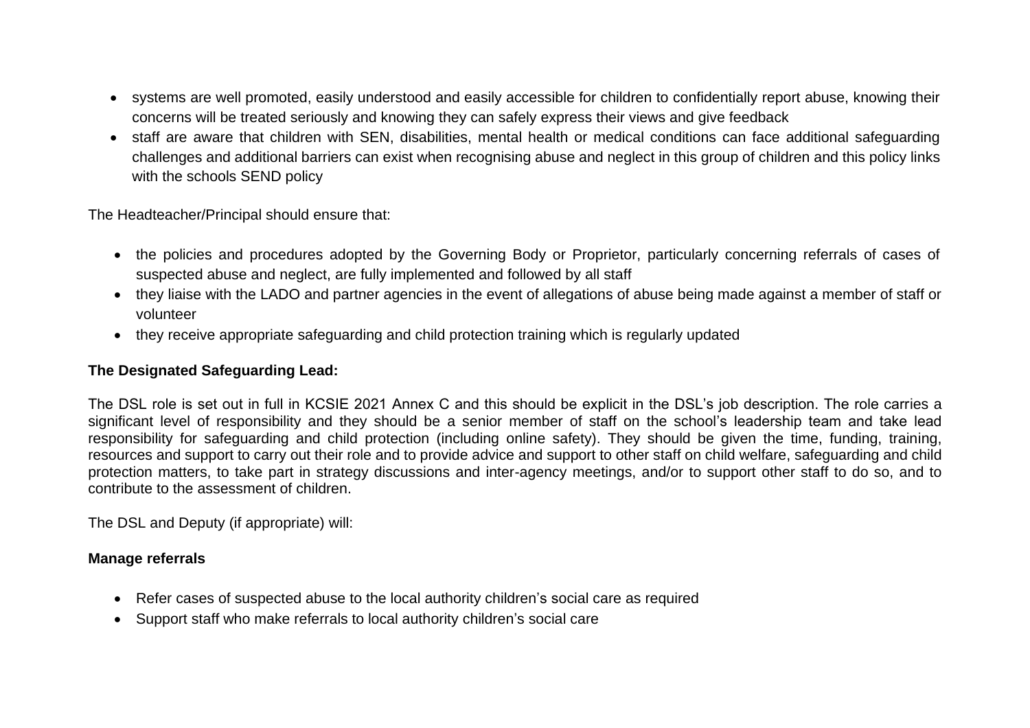- systems are well promoted, easily understood and easily accessible for children to confidentially report abuse, knowing their concerns will be treated seriously and knowing they can safely express their views and give feedback
- staff are aware that children with SEN, disabilities, mental health or medical conditions can face additional safeguarding challenges and additional barriers can exist when recognising abuse and neglect in this group of children and this policy links with the schools SEND policy

The Headteacher/Principal should ensure that:

- the policies and procedures adopted by the Governing Body or Proprietor, particularly concerning referrals of cases of suspected abuse and neglect, are fully implemented and followed by all staff
- they liaise with the LADO and partner agencies in the event of allegations of abuse being made against a member of staff or volunteer
- they receive appropriate safeguarding and child protection training which is regularly updated

**The Designated Safeguarding Lead:**

The DSL role is set out in full in KCSIE 2021 Annex C and this should be explicit in the DSL's job description. The role carries a significant level of responsibility and they should be a senior member of staff on the school's leadership team and take lead responsibility for safeguarding and child protection (including online safety). They should be given the time, funding, training, resources and support to carry out their role and to provide advice and support to other staff on child welfare, safeguarding and child protection matters, to take part in strategy discussions and inter-agency meetings, and/or to support other staff to do so, and to contribute to the assessment of children.

The DSL and Deputy (if appropriate) will:

**Manage referrals**

- Refer cases of suspected abuse to the local authority children's social care as required
- Support staff who make referrals to local authority children's social care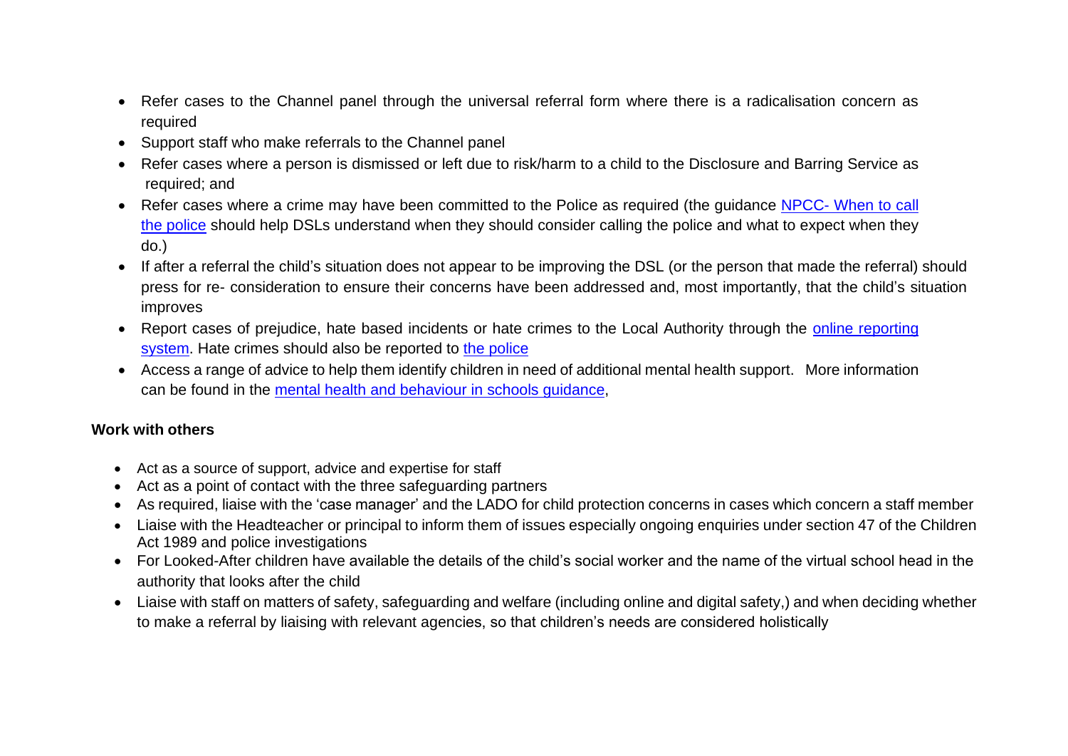- Refer cases to the Channel panel through the universal referral form where there is a radicalisation concern as required
- Support staff who make referrals to the Channel panel
- Refer cases where a person is dismissed or left due to risk/harm to a child to the Disclosure and Barring Service as required; and
- Refer cases where a crime may have been committed to the Police as required (the guidance NPCC- When to call the police should help DSLs understand when they should consider calling the police and what to expect when they do.)
- If after a referral the child's situation does not appear to be improving the DSL (or the person that made the referral) should press for re- consideration to ensure their concerns have been addressed and, most importantly, that the child's situation improves
- Report cases of prejudice, hate based incidents or hate crimes to the Local Authority through the online reporting system. Hate crimes should also be reported to the police
- Access a range of advice to help them identify children in need of additional mental health support. More information can be found in the mental health and behaviour in schools guidance,

**Work with others**

- Act as a source of support, advice and expertise for staff
- Act as a point of contact with the three safeguarding partners
- As required, liaise with the 'case manager' and the LADO for child protection concerns in cases which concern a staff member
- Liaise with the Headteacher or principal to inform them of issues especially ongoing enquiries under section 47 of the Children Act 1989 and police investigations
- For Looked-After children have available the details of the child's social worker and the name of the virtual school head in the authority that looks after the child
- Liaise with staff on matters of safety, safeguarding and welfare (including online and digital safety,) and when deciding whether to make a referral by liaising with relevant agencies, so that children's needs are considered holistically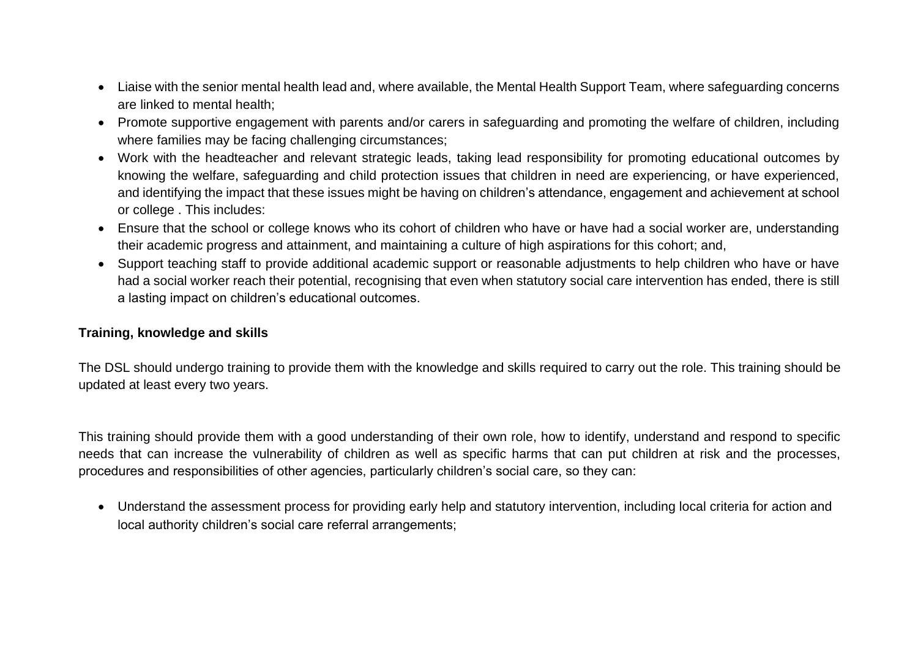- Liaise with the senior mental health lead and, where available, the Mental Health Support Team, where safeguarding concerns are linked to mental health;
- Promote supportive engagement with parents and/or carers in safeguarding and promoting the welfare of children, including where families may be facing challenging circumstances;
- Work with the headteacher and relevant strategic leads, taking lead responsibility for promoting educational outcomes by knowing the welfare, safeguarding and child protection issues that children in need are experiencing, or have experienced, and identifying the impact that these issues might be having on children's attendance, engagement and achievement at school or college . This includes:
- Ensure that the school or college knows who its cohort of children who have or have had a social worker are, understanding their academic progress and attainment, and maintaining a culture of high aspirations for this cohort; and,
- Support teaching staff to provide additional academic support or reasonable adjustments to help children who have or have had a social worker reach their potential, recognising that even when statutory social care intervention has ended, there is still a lasting impact on children's educational outcomes.

**Training, knowledge and skills**

The DSL should undergo training to provide them with the knowledge and skills required to carry out the role. This training should be updated at least every two years.

This training should provide them with a good understanding of their own role, how to identify, understand and respond to specific needs that can increase the vulnerability of children as well as specific harms that can put children at risk and the processes, procedures and responsibilities of other agencies, particularly children's social care, so they can:

- Understand the assessment process for providing early help and statutory intervention, including local criteria for action and local authority children's social care referral arrangements;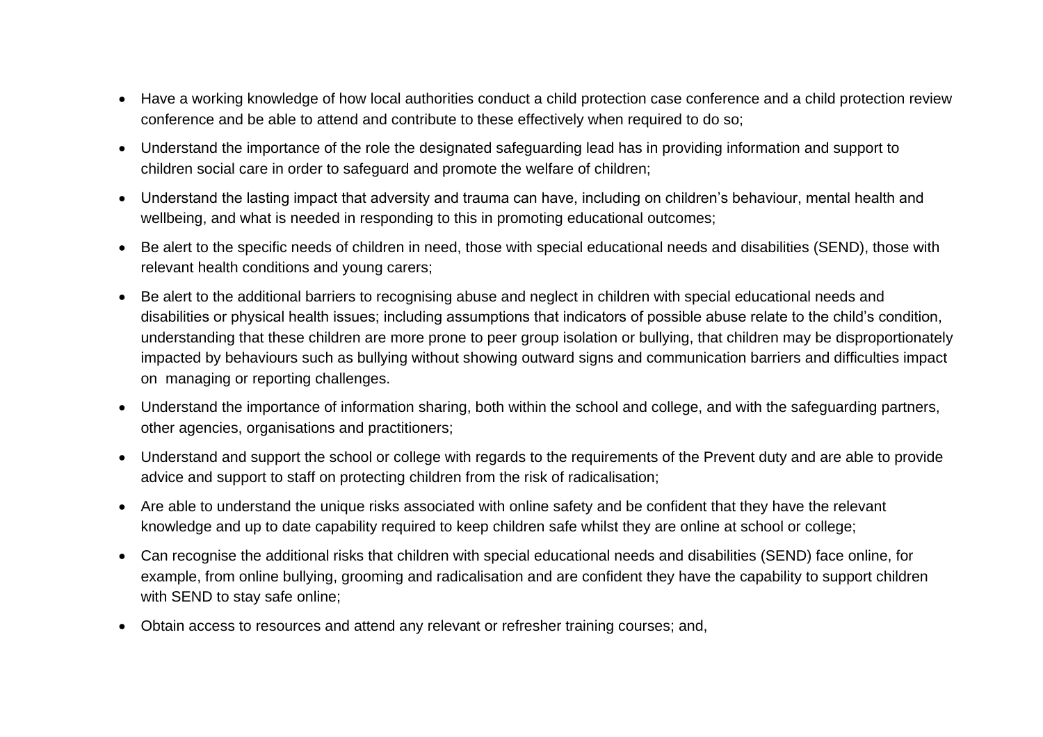- Have a working knowledge of how local authorities conduct a child protection case conference and a child protection review conference and be able to attend and contribute to these effectively when required to do so;
- Understand the importance of the role the designated safeguarding lead has in providing information and support to children social care in order to safeguard and promote the welfare of children;
- Understand the lasting impact that adversity and trauma can have, including on children's behaviour, mental health and wellbeing, and what is needed in responding to this in promoting educational outcomes;
- Be alert to the specific needs of children in need, those with special educational needs and disabilities (SEND), those with relevant health conditions and young carers;
- Be alert to the additional barriers to recognising abuse and neglect in children with special educational needs and disabilities or physical health issues; including assumptions that indicators of possible abuse relate to the child's condition, understanding that these children are more prone to peer group isolation or bullying, that children may be disproportionately impacted by behaviours such as bullying without showing outward signs and communication barriers and difficulties impact on managing or reporting challenges.
- Understand the importance of information sharing, both within the school and college, and with the safeguarding partners, other agencies, organisations and practitioners;
- Understand and support the school or college with regards to the requirements of the Prevent duty and are able to provide advice and support to staff on protecting children from the risk of radicalisation;
- Are able to understand the unique risks associated with online safety and be confident that they have the relevant knowledge and up to date capability required to keep children safe whilst they are online at school or college;
- Can recognise the additional risks that children with special educational needs and disabilities (SEND) face online, for example, from online bullying, grooming and radicalisation and are confident they have the capability to support children with SEND to stay safe online;
- Obtain access to resources and attend any relevant or refresher training courses; and,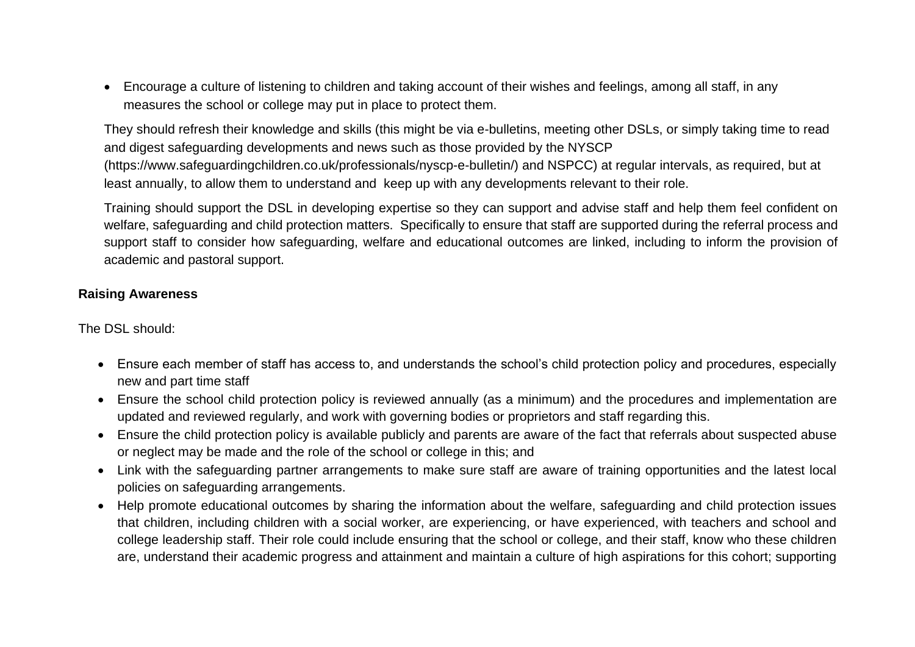- Encourage a culture of listening to children and taking account of their wishes and feelings, among all staff, in any measures the school or college may put in place to protect them.

They should refresh their knowledge and skills (this might be via e-bulletins, meeting other DSLs, or simply taking time to read and digest safeguarding developments and news such as those provided by the NYSCP (https://www.safeguardingchildren.co.uk/professionals/nyscp-e-bulletin/) and NSPCC) at regular intervals, as required, but at least annually, to allow them to understand and keep up with any developments relevant to their role.

Training should support the DSL in developing expertise so they can support and advise staff and help them feel confident on welfare, safeguarding and child protection matters. Specifically to ensure that staff are supported during the referral process and support staff to consider how safeguarding, welfare and educational outcomes are linked, including to inform the provision of academic and pastoral support.

**Raising Awareness**

The DSL should:

- Ensure each member of staff has access to, and understands the school's child protection policy and procedures, especially new and part time staff
- Ensure the school child protection policy is reviewed annually (as a minimum) and the procedures and implementation are updated and reviewed regularly, and work with governing bodies or proprietors and staff regarding this.
- Ensure the child protection policy is available publicly and parents are aware of the fact that referrals about suspected abuse or neglect may be made and the role of the school or college in this; and
- Link with the safeguarding partner arrangements to make sure staff are aware of training opportunities and the latest local policies on safeguarding arrangements.
- Help promote educational outcomes by sharing the information about the welfare, safeguarding and child protection issues that children, including children with a social worker, are experiencing, or have experienced, with teachers and school and college leadership staff. Their role could include ensuring that the school or college, and their staff, know who these children are, understand their academic progress and attainment and maintain a culture of high aspirations for this cohort; supporting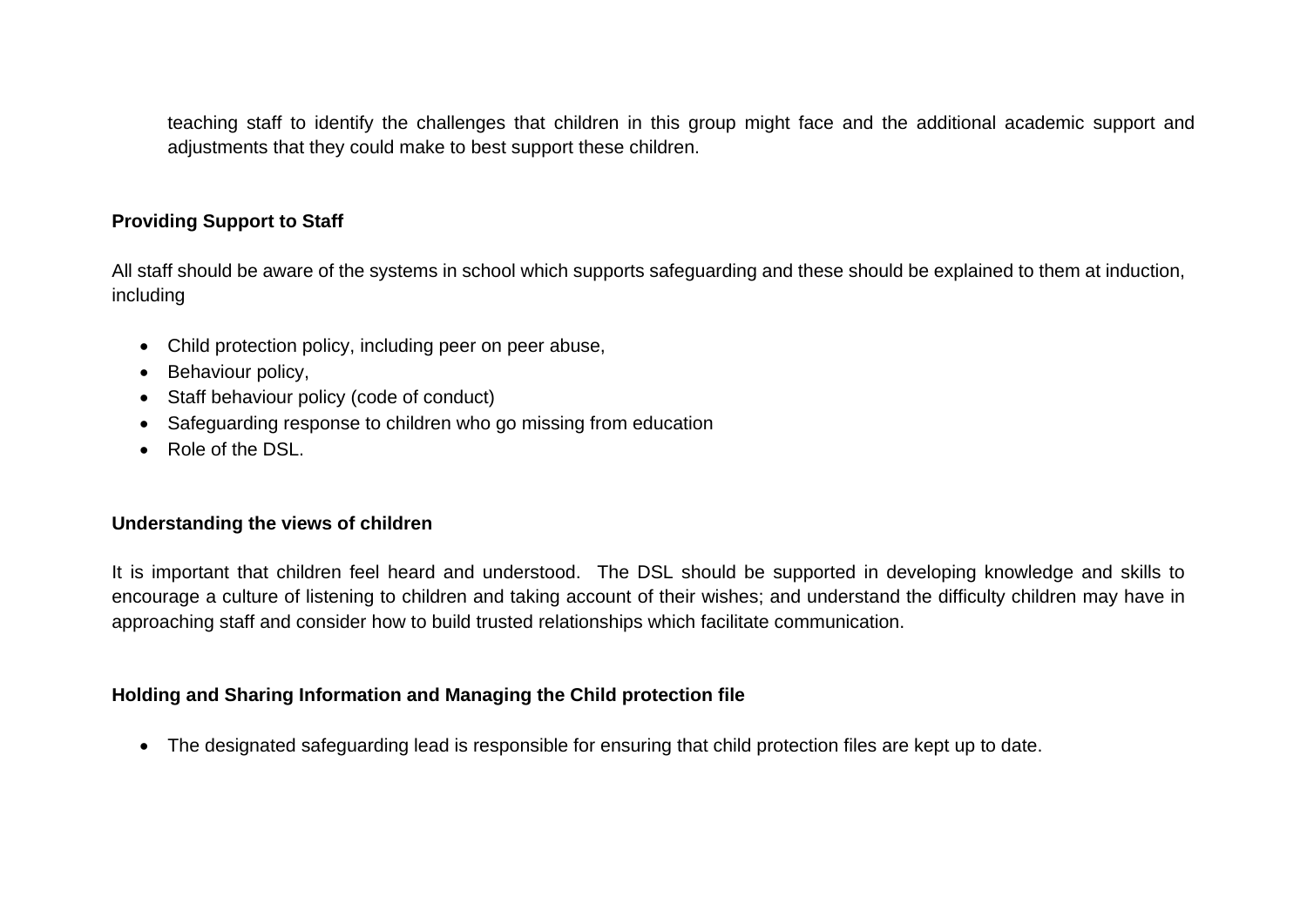teaching staff to identify the challenges that children in this group might face and the additional academic support and adjustments that they could make to best support these children.

**Providing Support to Staff**

All staff should be aware of the systems in school which supports safeguarding and these should be explained to them at induction, including

- Child protection policy, including peer on peer abuse,
- Behaviour policy,
- Staff behaviour policy (code of conduct)
- Safeguarding response to children who go missing from education
- Role of the DSL.

**Understanding the views of children**

It is important that children feel heard and understood. The DSL should be supported in developing knowledge and skills to encourage a culture of listening to children and taking account of their wishes; and understand the difficulty children may have in approaching staff and consider how to build trusted relationships which facilitate communication.

**Holding and Sharing Information and Managing the Child protection file**

- The designated safeguarding lead is responsible for ensuring that child protection files are kept up to date.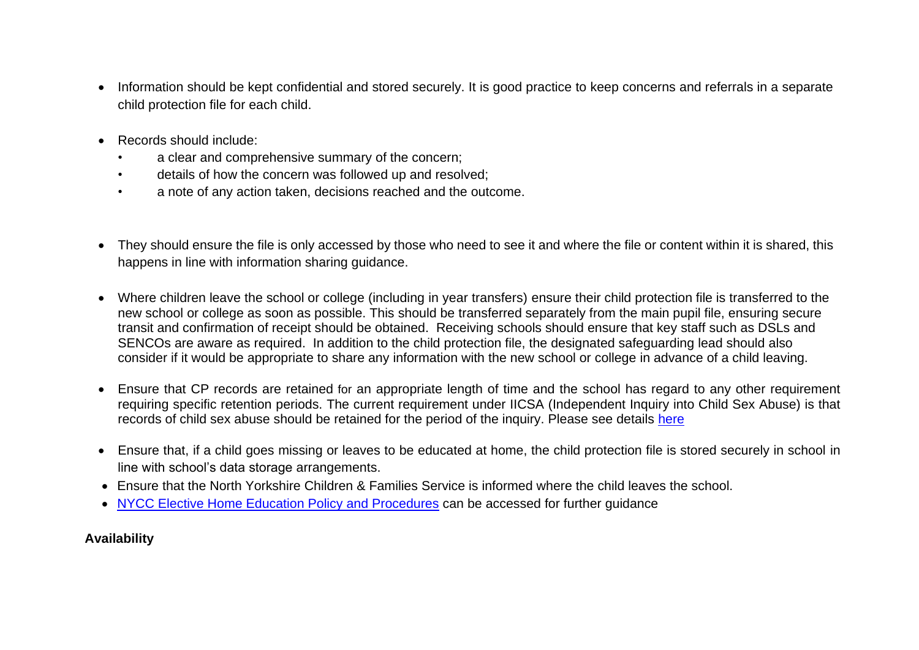- Information should be kept confidential and stored securely. It is good practice to keep concerns and referrals in a separate child protection file for each child.

- Records should include:
  - a clear and comprehensive summary of the concern;
  - details of how the concern was followed up and resolved;
  - a note of any action taken, decisions reached and the outcome.

- They should ensure the file is only accessed by those who need to see it and where the file or content within it is shared, this happens in line with information sharing guidance.

- Where children leave the school or college (including in year transfers) ensure their child protection file is transferred to the new school or college as soon as possible. This should be transferred separately from the main pupil file, ensuring secure transit and confirmation of receipt should be obtained. Receiving schools should ensure that key staff such as DSLs and SENCOs are aware as required. In addition to the child protection file, the designated safeguarding lead should also consider if it would be appropriate to share any information with the new school or college in advance of a child leaving.

- Ensure that CP records are retained for an appropriate length of time and the school has regard to any other requirement requiring specific retention periods. The current requirement under IICSA (Independent Inquiry into Child Sex Abuse) is that records of child sex abuse should be retained for the period of the inquiry. Please see details here

- Ensure that, if a child goes missing or leaves to be educated at home, the child protection file is stored securely in school in line with school's data storage arrangements.
- Ensure that the North Yorkshire Children & Families Service is informed where the child leaves the school.
- NYCC Elective Home Education Policy and Procedures can be accessed for further guidance

**Availability**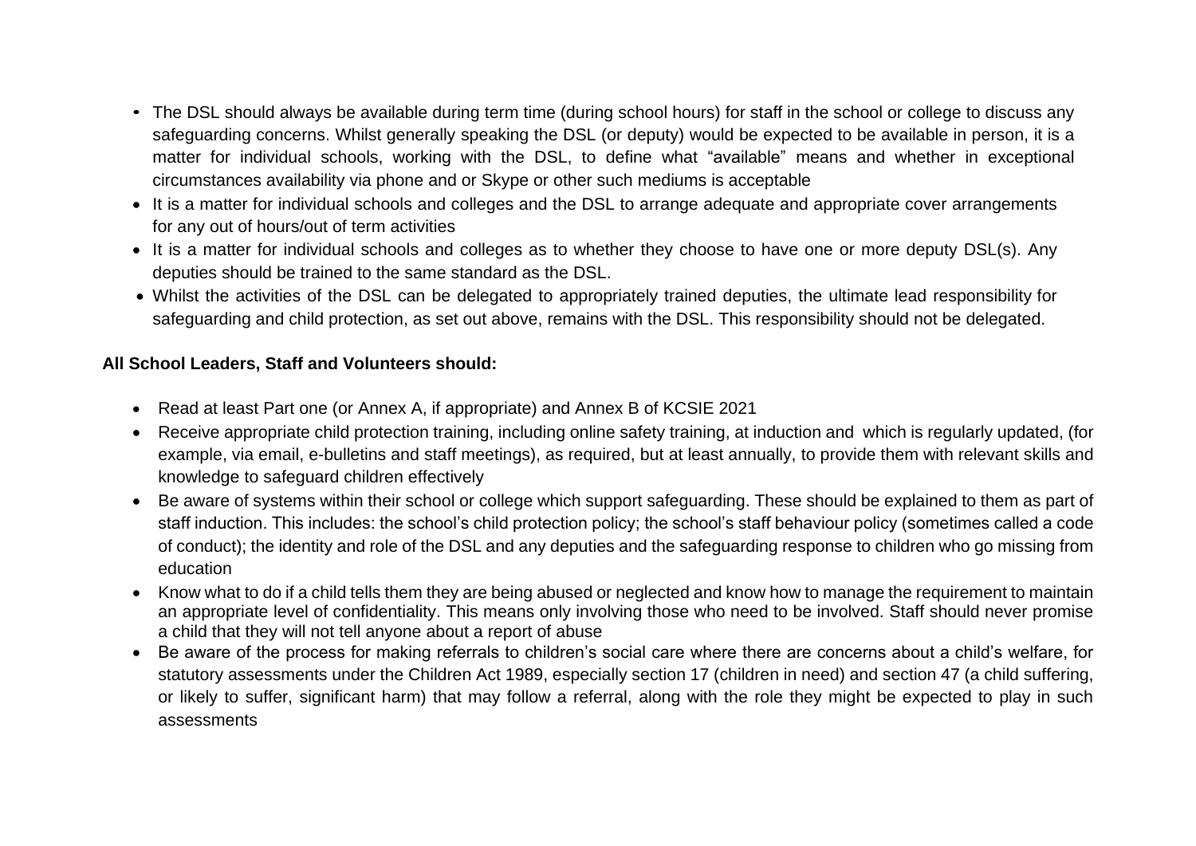- The DSL should always be available during term time (during school hours) for staff in the school or college to discuss any safeguarding concerns. Whilst generally speaking the DSL (or deputy) would be expected to be available in person, it is a matter for individual schools, working with the DSL, to define what "available" means and whether in exceptional circumstances availability via phone and or Skype or other such mediums is acceptable
- It is a matter for individual schools and colleges and the DSL to arrange adequate and appropriate cover arrangements for any out of hours/out of term activities
- It is a matter for individual schools and colleges as to whether they choose to have one or more deputy DSL(s). Any deputies should be trained to the same standard as the DSL.
- Whilst the activities of the DSL can be delegated to appropriately trained deputies, the ultimate lead responsibility for safeguarding and child protection, as set out above, remains with the DSL. This responsibility should not be delegated.

**All School Leaders, Staff and Volunteers should:**

- Read at least Part one (or Annex A, if appropriate) and Annex B of KCSIE 2021
- Receive appropriate child protection training, including online safety training, at induction and which is regularly updated, (for example, via email, e-bulletins and staff meetings), as required, but at least annually, to provide them with relevant skills and knowledge to safeguard children effectively
- Be aware of systems within their school or college which support safeguarding. These should be explained to them as part of staff induction. This includes: the school's child protection policy; the school's staff behaviour policy (sometimes called a code of conduct); the identity and role of the DSL and any deputies and the safeguarding response to children who go missing from education
- Know what to do if a child tells them they are being abused or neglected and know how to manage the requirement to maintain an appropriate level of confidentiality. This means only involving those who need to be involved. Staff should never promise a child that they will not tell anyone about a report of abuse
- Be aware of the process for making referrals to children's social care where there are concerns about a child's welfare, for statutory assessments under the Children Act 1989, especially section 17 (children in need) and section 47 (a child suffering, or likely to suffer, significant harm) that may follow a referral, along with the role they might be expected to play in such assessments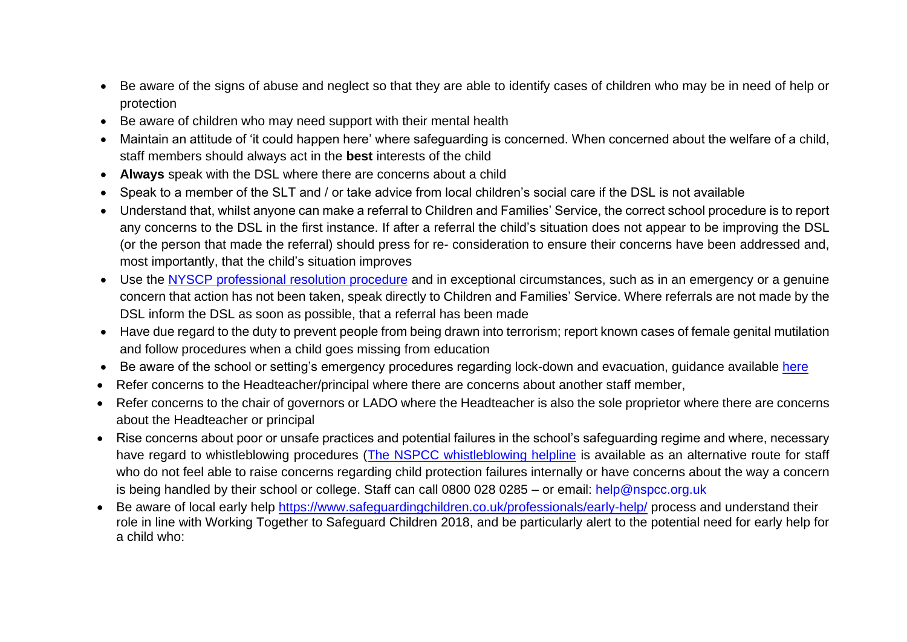- Be aware of the signs of abuse and neglect so that they are able to identify cases of children who may be in need of help or protection
- Be aware of children who may need support with their mental health
- Maintain an attitude of 'it could happen here' where safeguarding is concerned. When concerned about the welfare of a child, staff members should always act in the **best** interests of the child
- **Always** speak with the DSL where there are concerns about a child
- Speak to a member of the SLT and / or take advice from local children's social care if the DSL is not available
- Understand that, whilst anyone can make a referral to Children and Families' Service, the correct school procedure is to report any concerns to the DSL in the first instance. If after a referral the child's situation does not appear to be improving the DSL (or the person that made the referral) should press for re- consideration to ensure their concerns have been addressed and, most importantly, that the child's situation improves
- Use the NYSCP professional resolution procedure and in exceptional circumstances, such as in an emergency or a genuine concern that action has not been taken, speak directly to Children and Families' Service. Where referrals are not made by the DSL inform the DSL as soon as possible, that a referral has been made
- Have due regard to the duty to prevent people from being drawn into terrorism; report known cases of female genital mutilation and follow procedures when a child goes missing from education
- Be aware of the school or setting's emergency procedures regarding lock-down and evacuation, guidance available here
- Refer concerns to the Headteacher/principal where there are concerns about another staff member,
- Refer concerns to the chair of governors or LADO where the Headteacher is also the sole proprietor where there are concerns about the Headteacher or principal
- Rise concerns about poor or unsafe practices and potential failures in the school's safeguarding regime and where, necessary have regard to whistleblowing procedures (The NSPCC whistleblowing helpline is available as an alternative route for staff who do not feel able to raise concerns regarding child protection failures internally or have concerns about the way a concern is being handled by their school or college. Staff can call 0800 028 0285 – or email: help@nspcc.org.uk
- Be aware of local early help https://www.safeguardingchildren.co.uk/professionals/early-help/ process and understand their role in line with Working Together to Safeguard Children 2018, and be particularly alert to the potential need for early help for a child who: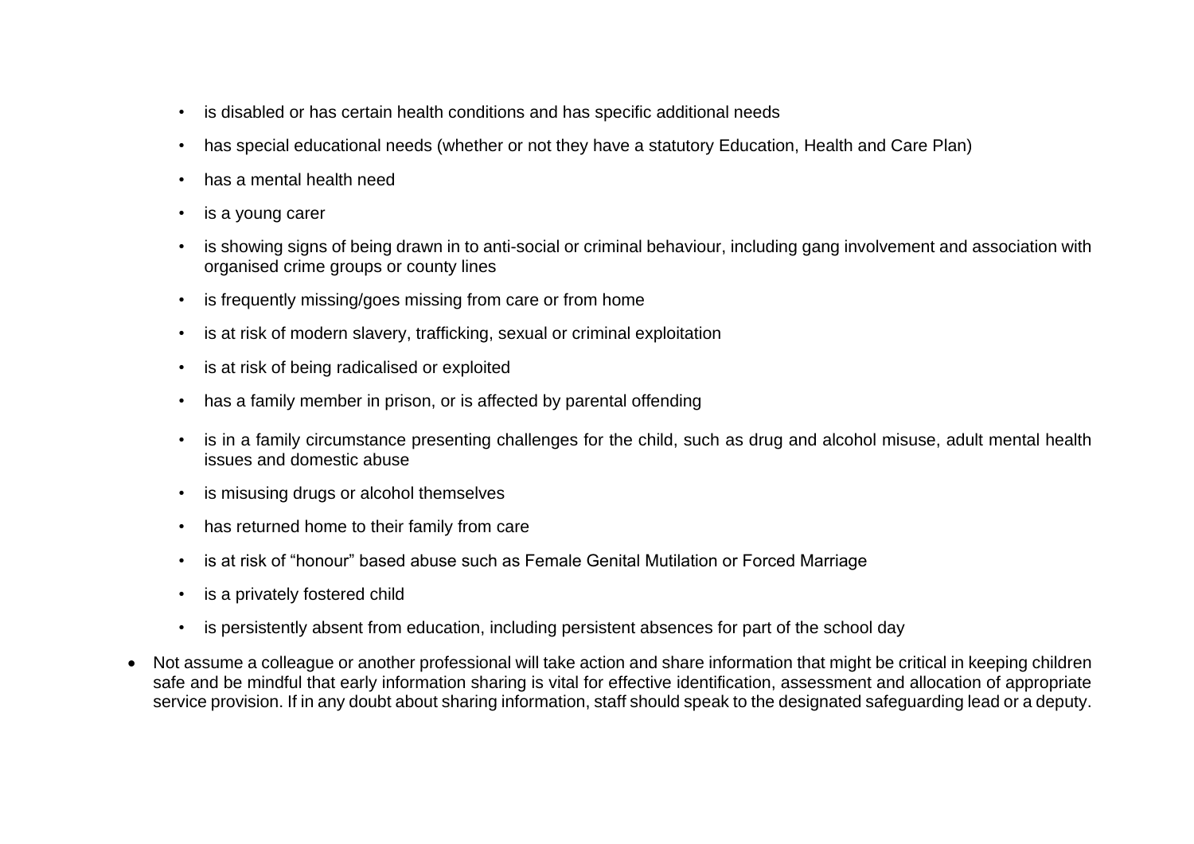- is disabled or has certain health conditions and has specific additional needs
- has special educational needs (whether or not they have a statutory Education, Health and Care Plan)
- has a mental health need
- is a young carer
- is showing signs of being drawn in to anti-social or criminal behaviour, including gang involvement and association with organised crime groups or county lines
- is frequently missing/goes missing from care or from home
- is at risk of modern slavery, trafficking, sexual or criminal exploitation
- is at risk of being radicalised or exploited
- has a family member in prison, or is affected by parental offending
- is in a family circumstance presenting challenges for the child, such as drug and alcohol misuse, adult mental health issues and domestic abuse
- is misusing drugs or alcohol themselves
- has returned home to their family from care
- is at risk of “honour” based abuse such as Female Genital Mutilation or Forced Marriage
- is a privately fostered child
- is persistently absent from education, including persistent absences for part of the school day

- Not assume a colleague or another professional will take action and share information that might be critical in keeping children safe and be mindful that early information sharing is vital for effective identification, assessment and allocation of appropriate service provision. If in any doubt about sharing information, staff should speak to the designated safeguarding lead or a deputy.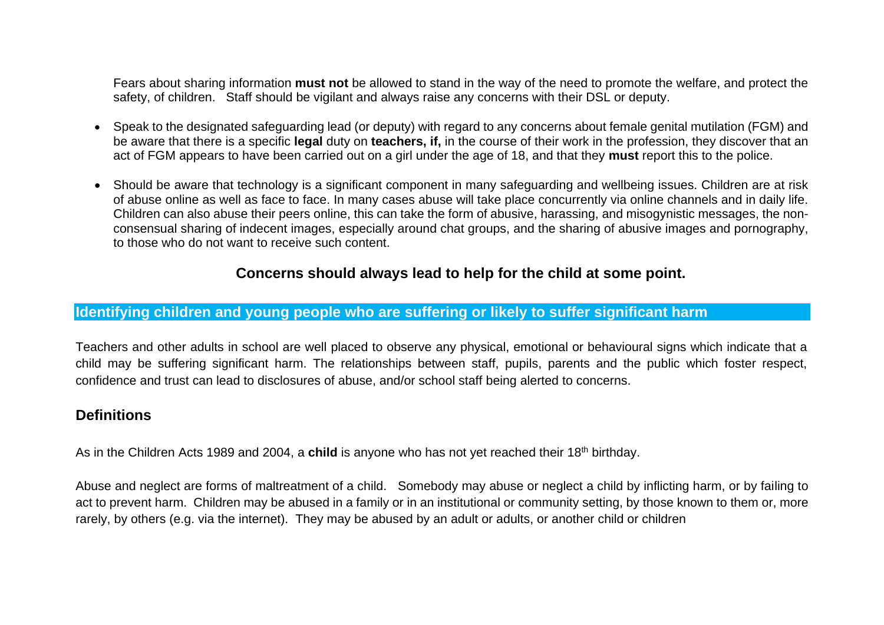Fears about sharing information **must not** be allowed to stand in the way of the need to promote the welfare, and protect the safety, of children. Staff should be vigilant and always raise any concerns with their DSL or deputy.

- Speak to the designated safeguarding lead (or deputy) with regard to any concerns about female genital mutilation (FGM) and be aware that there is a specific **legal** duty on **teachers, if,** in the course of their work in the profession, they discover that an act of FGM appears to have been carried out on a girl under the age of 18, and that they **must** report this to the police.

- Should be aware that technology is a significant component in many safeguarding and wellbeing issues. Children are at risk of abuse online as well as face to face. In many cases abuse will take place concurrently via online channels and in daily life. Children can also abuse their peers online, this can take the form of abusive, harassing, and misogynistic messages, the non-consensual sharing of indecent images, especially around chat groups, and the sharing of abusive images and pornography, to those who do not want to receive such content.

**Concerns should always lead to help for the child at some point.**

## Identifying children and young people who are suffering or likely to suffer significant harm

Teachers and other adults in school are well placed to observe any physical, emotional or behavioural signs which indicate that a child may be suffering significant harm. The relationships between staff, pupils, parents and the public which foster respect, confidence and trust can lead to disclosures of abuse, and/or school staff being alerted to concerns.

### Definitions

As in the Children Acts 1989 and 2004, a **child** is anyone who has not yet reached their 18th birthday.

Abuse and neglect are forms of maltreatment of a child. Somebody may abuse or neglect a child by inflicting harm, or by failing to act to prevent harm. Children may be abused in a family or in an institutional or community setting, by those known to them or, more rarely, by others (e.g. via the internet). They may be abused by an adult or adults, or another child or children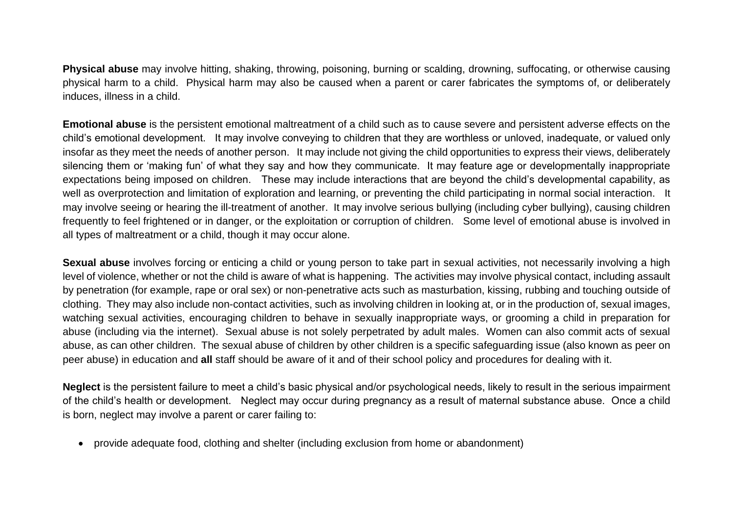**Physical abuse** may involve hitting, shaking, throwing, poisoning, burning or scalding, drowning, suffocating, or otherwise causing physical harm to a child. Physical harm may also be caused when a parent or carer fabricates the symptoms of, or deliberately induces, illness in a child.

**Emotional abuse** is the persistent emotional maltreatment of a child such as to cause severe and persistent adverse effects on the child's emotional development. It may involve conveying to children that they are worthless or unloved, inadequate, or valued only insofar as they meet the needs of another person. It may include not giving the child opportunities to express their views, deliberately silencing them or 'making fun' of what they say and how they communicate. It may feature age or developmentally inappropriate expectations being imposed on children. These may include interactions that are beyond the child's developmental capability, as well as overprotection and limitation of exploration and learning, or preventing the child participating in normal social interaction. It may involve seeing or hearing the ill-treatment of another. It may involve serious bullying (including cyber bullying), causing children frequently to feel frightened or in danger, or the exploitation or corruption of children. Some level of emotional abuse is involved in all types of maltreatment or a child, though it may occur alone.

**Sexual abuse** involves forcing or enticing a child or young person to take part in sexual activities, not necessarily involving a high level of violence, whether or not the child is aware of what is happening. The activities may involve physical contact, including assault by penetration (for example, rape or oral sex) or non-penetrative acts such as masturbation, kissing, rubbing and touching outside of clothing. They may also include non-contact activities, such as involving children in looking at, or in the production of, sexual images, watching sexual activities, encouraging children to behave in sexually inappropriate ways, or grooming a child in preparation for abuse (including via the internet). Sexual abuse is not solely perpetrated by adult males. Women can also commit acts of sexual abuse, as can other children. The sexual abuse of children by other children is a specific safeguarding issue (also known as peer on peer abuse) in education and **all** staff should be aware of it and of their school policy and procedures for dealing with it.

**Neglect** is the persistent failure to meet a child's basic physical and/or psychological needs, likely to result in the serious impairment of the child's health or development. Neglect may occur during pregnancy as a result of maternal substance abuse. Once a child is born, neglect may involve a parent or carer failing to:

- provide adequate food, clothing and shelter (including exclusion from home or abandonment)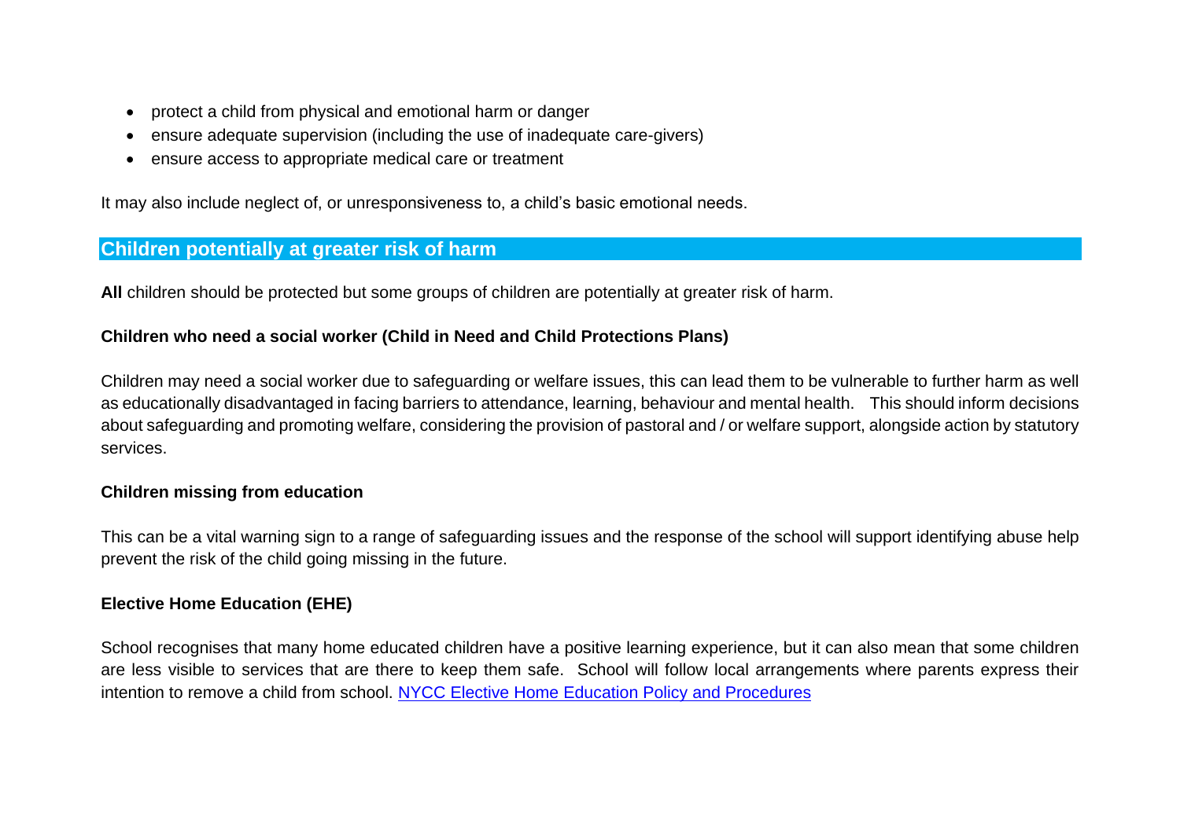- protect a child from physical and emotional harm or danger
- ensure adequate supervision (including the use of inadequate care-givers)
- ensure access to appropriate medical care or treatment

It may also include neglect of, or unresponsiveness to, a child's basic emotional needs.

## Children potentially at greater risk of harm

**All** children should be protected but some groups of children are potentially at greater risk of harm.

### Children who need a social worker (Child in Need and Child Protections Plans)

Children may need a social worker due to safeguarding or welfare issues, this can lead them to be vulnerable to further harm as well as educationally disadvantaged in facing barriers to attendance, learning, behaviour and mental health. This should inform decisions about safeguarding and promoting welfare, considering the provision of pastoral and / or welfare support, alongside action by statutory services.

### Children missing from education

This can be a vital warning sign to a range of safeguarding issues and the response of the school will support identifying abuse help prevent the risk of the child going missing in the future.

### Elective Home Education (EHE)

School recognises that many home educated children have a positive learning experience, but it can also mean that some children are less visible to services that are there to keep them safe. School will follow local arrangements where parents express their intention to remove a child from school. NYCC Elective Home Education Policy and Procedures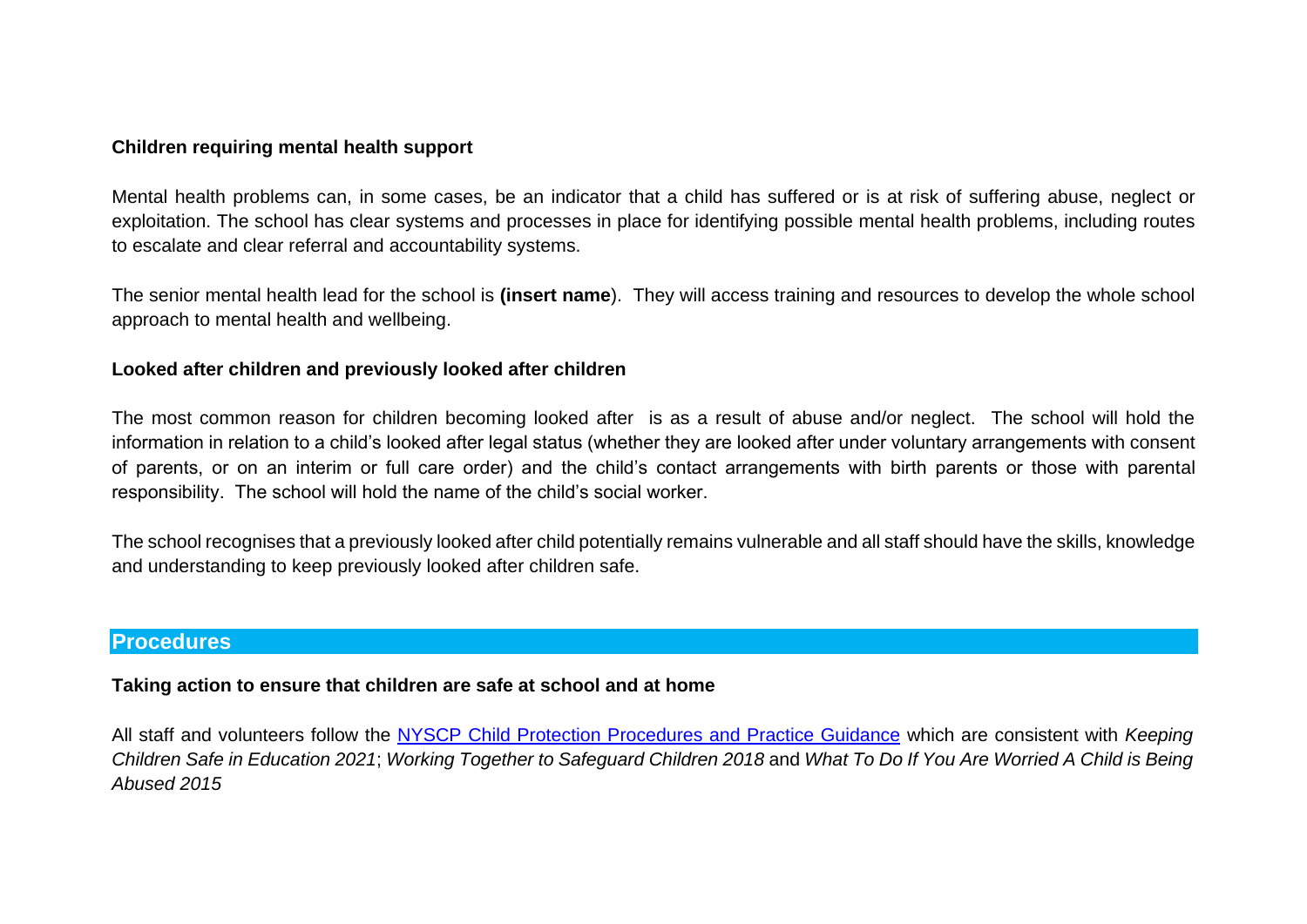**Children requiring mental health support**

Mental health problems can, in some cases, be an indicator that a child has suffered or is at risk of suffering abuse, neglect or exploitation. The school has clear systems and processes in place for identifying possible mental health problems, including routes to escalate and clear referral and accountability systems.

The senior mental health lead for the school is **(insert name**). They will access training and resources to develop the whole school approach to mental health and wellbeing.

**Looked after children and previously looked after children**

The most common reason for children becoming looked after is as a result of abuse and/or neglect. The school will hold the information in relation to a child's looked after legal status (whether they are looked after under voluntary arrangements with consent of parents, or on an interim or full care order) and the child's contact arrangements with birth parents or those with parental responsibility. The school will hold the name of the child's social worker.

The school recognises that a previously looked after child potentially remains vulnerable and all staff should have the skills, knowledge and understanding to keep previously looked after children safe.

## Procedures

**Taking action to ensure that children are safe at school and at home**

All staff and volunteers follow the NYSCP Child Protection Procedures and Practice Guidance which are consistent with *Keeping Children Safe in Education 2021*; *Working Together to Safeguard Children 2018* and *What To Do If You Are Worried A Child is Being Abused 2015*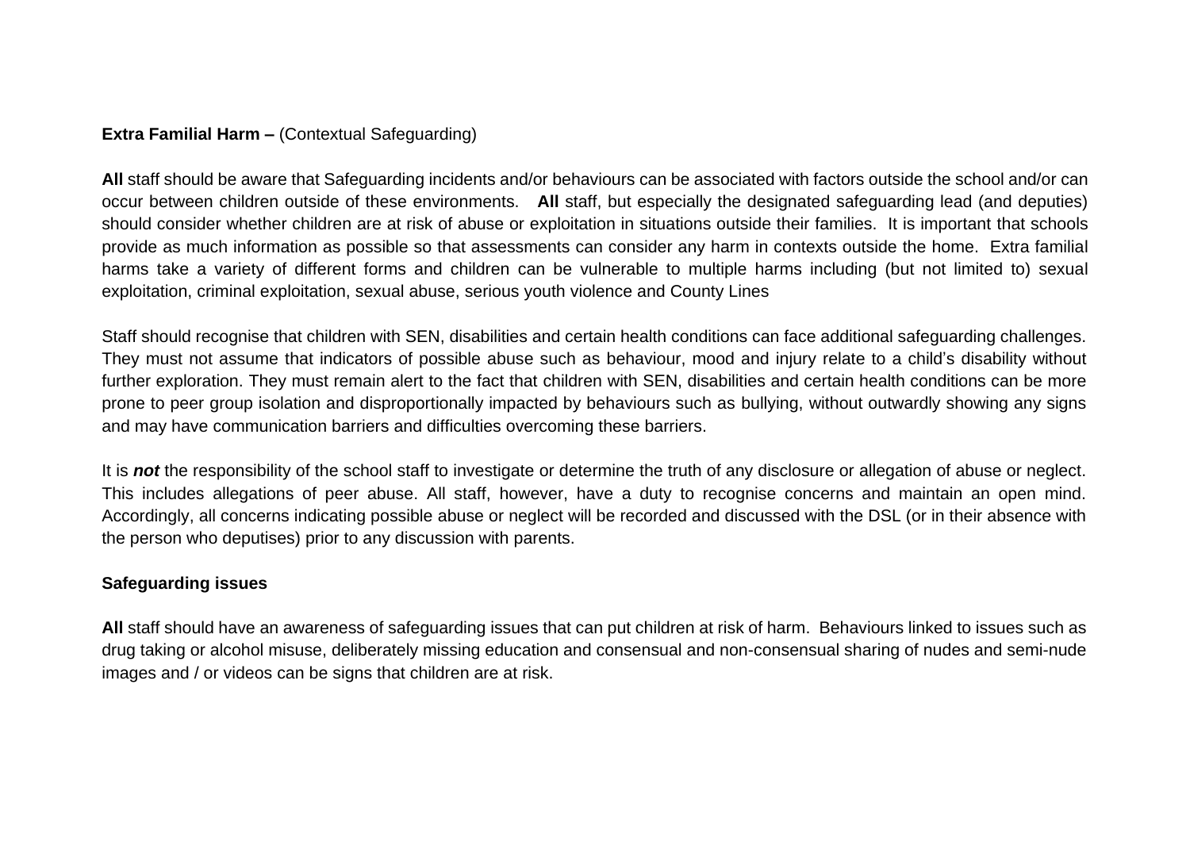**Extra Familial Harm –** (Contextual Safeguarding)

**All** staff should be aware that Safeguarding incidents and/or behaviours can be associated with factors outside the school and/or can occur between children outside of these environments. **All** staff, but especially the designated safeguarding lead (and deputies) should consider whether children are at risk of abuse or exploitation in situations outside their families. It is important that schools provide as much information as possible so that assessments can consider any harm in contexts outside the home. Extra familial harms take a variety of different forms and children can be vulnerable to multiple harms including (but not limited to) sexual exploitation, criminal exploitation, sexual abuse, serious youth violence and County Lines

Staff should recognise that children with SEN, disabilities and certain health conditions can face additional safeguarding challenges. They must not assume that indicators of possible abuse such as behaviour, mood and injury relate to a child's disability without further exploration. They must remain alert to the fact that children with SEN, disabilities and certain health conditions can be more prone to peer group isolation and disproportionally impacted by behaviours such as bullying, without outwardly showing any signs and may have communication barriers and difficulties overcoming these barriers.

It is ***not*** the responsibility of the school staff to investigate or determine the truth of any disclosure or allegation of abuse or neglect. This includes allegations of peer abuse. All staff, however, have a duty to recognise concerns and maintain an open mind. Accordingly, all concerns indicating possible abuse or neglect will be recorded and discussed with the DSL (or in their absence with the person who deputises) prior to any discussion with parents.

**Safeguarding issues**

**All** staff should have an awareness of safeguarding issues that can put children at risk of harm. Behaviours linked to issues such as drug taking or alcohol misuse, deliberately missing education and consensual and non-consensual sharing of nudes and semi-nude images and / or videos can be signs that children are at risk.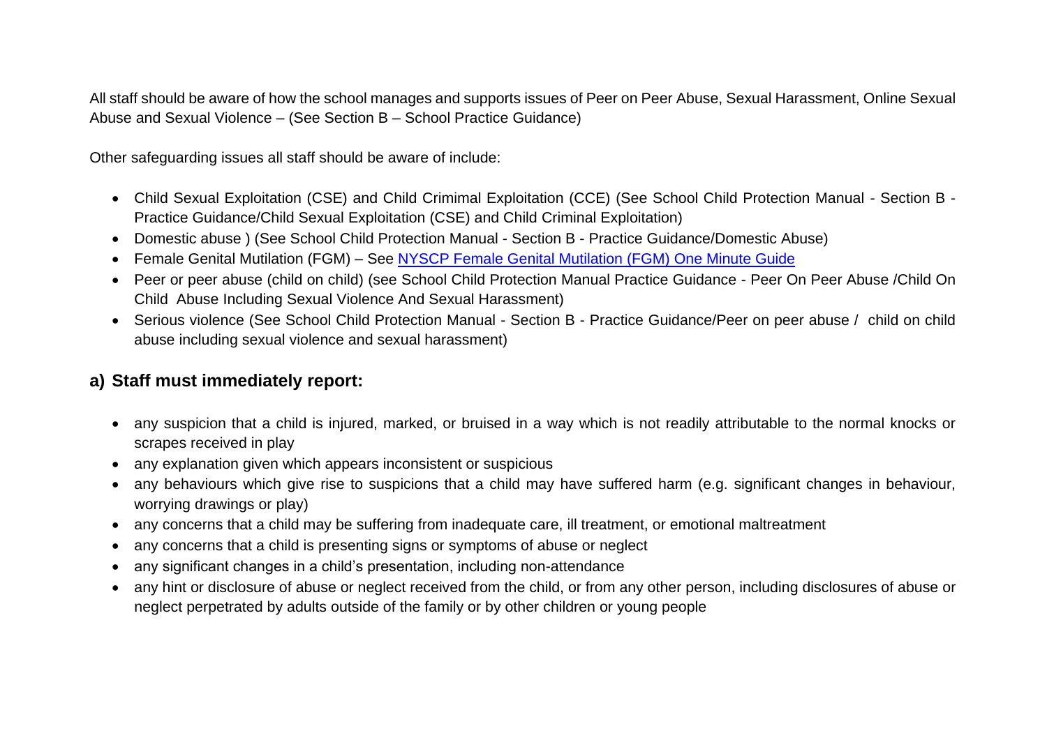All staff should be aware of how the school manages and supports issues of Peer on Peer Abuse, Sexual Harassment, Online Sexual Abuse and Sexual Violence – (See Section B – School Practice Guidance)

Other safeguarding issues all staff should be aware of include:

- Child Sexual Exploitation (CSE) and Child Crimimal Exploitation (CCE) (See School Child Protection Manual - Section B - Practice Guidance/Child Sexual Exploitation (CSE) and Child Criminal Exploitation)
- Domestic abuse ) (See School Child Protection Manual - Section B - Practice Guidance/Domestic Abuse)
- Female Genital Mutilation (FGM) – See [NYSCP Female Genital Mutilation (FGM) One Minute Guide]()
- Peer or peer abuse (child on child) (see School Child Protection Manual Practice Guidance - Peer On Peer Abuse /Child On Child Abuse Including Sexual Violence And Sexual Harassment)
- Serious violence (See School Child Protection Manual - Section B - Practice Guidance/Peer on peer abuse / child on child abuse including sexual violence and sexual harassment)

## a) Staff must immediately report:

- any suspicion that a child is injured, marked, or bruised in a way which is not readily attributable to the normal knocks or scrapes received in play
- any explanation given which appears inconsistent or suspicious
- any behaviours which give rise to suspicions that a child may have suffered harm (e.g. significant changes in behaviour, worrying drawings or play)
- any concerns that a child may be suffering from inadequate care, ill treatment, or emotional maltreatment
- any concerns that a child is presenting signs or symptoms of abuse or neglect
- any significant changes in a child's presentation, including non-attendance
- any hint or disclosure of abuse or neglect received from the child, or from any other person, including disclosures of abuse or neglect perpetrated by adults outside of the family or by other children or young people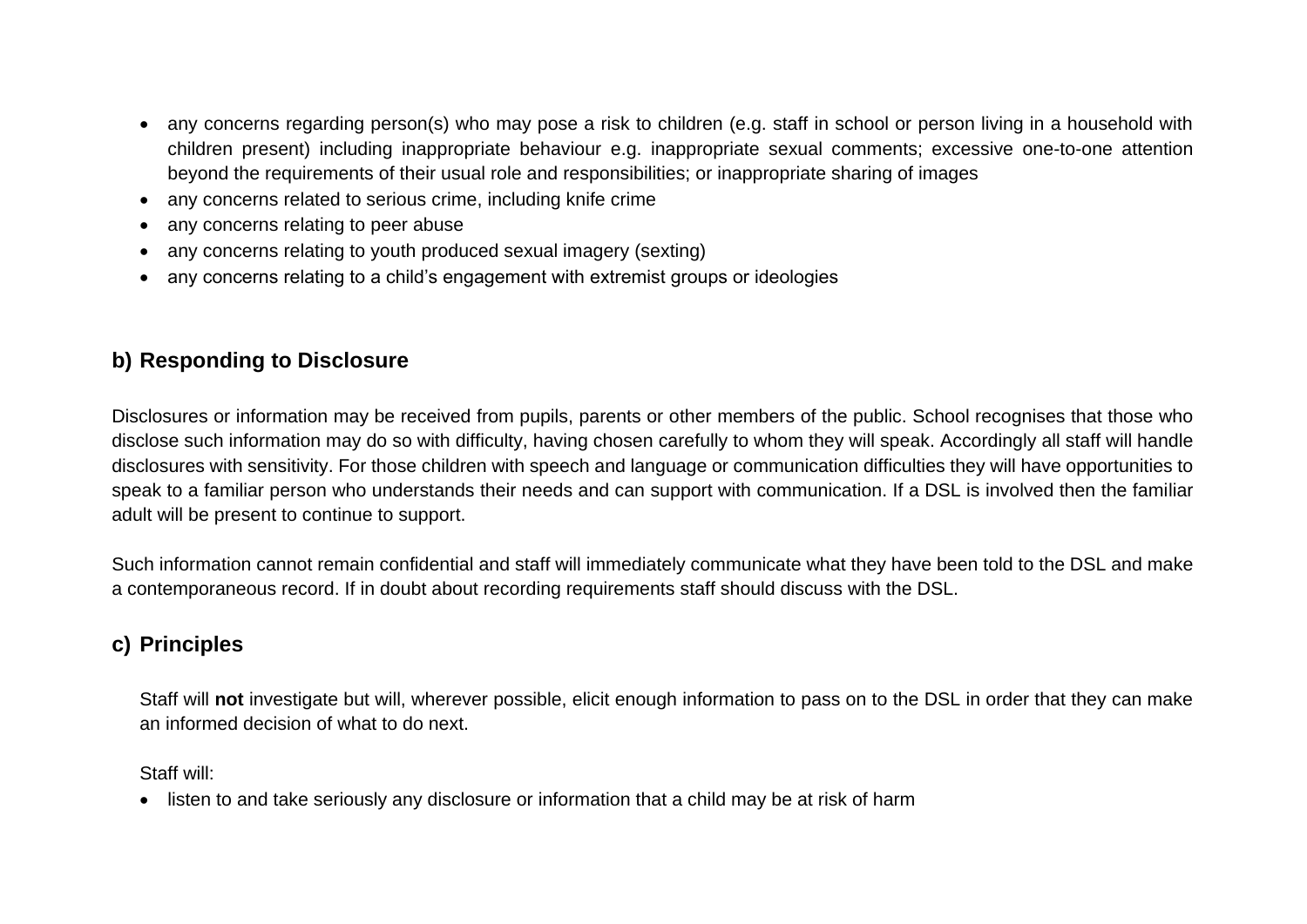- any concerns regarding person(s) who may pose a risk to children (e.g. staff in school or person living in a household with children present) including inappropriate behaviour e.g. inappropriate sexual comments; excessive one-to-one attention beyond the requirements of their usual role and responsibilities; or inappropriate sharing of images
- any concerns related to serious crime, including knife crime
- any concerns relating to peer abuse
- any concerns relating to youth produced sexual imagery (sexting)
- any concerns relating to a child's engagement with extremist groups or ideologies

## b) Responding to Disclosure

Disclosures or information may be received from pupils, parents or other members of the public. School recognises that those who disclose such information may do so with difficulty, having chosen carefully to whom they will speak. Accordingly all staff will handle disclosures with sensitivity. For those children with speech and language or communication difficulties they will have opportunities to speak to a familiar person who understands their needs and can support with communication. If a DSL is involved then the familiar adult will be present to continue to support.

Such information cannot remain confidential and staff will immediately communicate what they have been told to the DSL and make a contemporaneous record. If in doubt about recording requirements staff should discuss with the DSL.

## c) Principles

Staff will **not** investigate but will, wherever possible, elicit enough information to pass on to the DSL in order that they can make an informed decision of what to do next.

Staff will:

- listen to and take seriously any disclosure or information that a child may be at risk of harm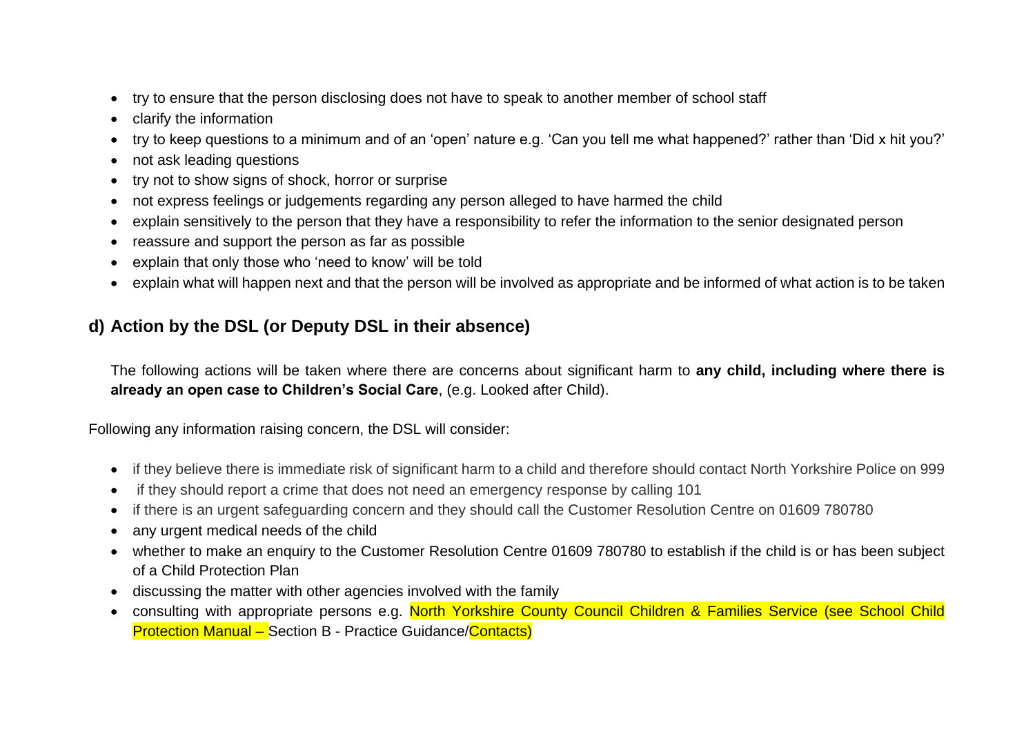- try to ensure that the person disclosing does not have to speak to another member of school staff
- clarify the information
- try to keep questions to a minimum and of an 'open' nature e.g. 'Can you tell me what happened?' rather than 'Did x hit you?'
- not ask leading questions
- try not to show signs of shock, horror or surprise
- not express feelings or judgements regarding any person alleged to have harmed the child
- explain sensitively to the person that they have a responsibility to refer the information to the senior designated person
- reassure and support the person as far as possible
- explain that only those who 'need to know' will be told
- explain what will happen next and that the person will be involved as appropriate and be informed of what action is to be taken

## d) Action by the DSL (or Deputy DSL in their absence)

The following actions will be taken where there are concerns about significant harm to **any child, including where there is already an open case to Children's Social Care**, (e.g. Looked after Child).

Following any information raising concern, the DSL will consider:

- if they believe there is immediate risk of significant harm to a child and therefore should contact North Yorkshire Police on 999
- if they should report a crime that does not need an emergency response by calling 101
- if there is an urgent safeguarding concern and they should call the Customer Resolution Centre on 01609 780780
- any urgent medical needs of the child
- whether to make an enquiry to the Customer Resolution Centre 01609 780780 to establish if the child is or has been subject of a Child Protection Plan
- discussing the matter with other agencies involved with the family
- consulting with appropriate persons e.g. North Yorkshire County Council Children & Families Service (see School Child Protection Manual – Section B - Practice Guidance/Contacts)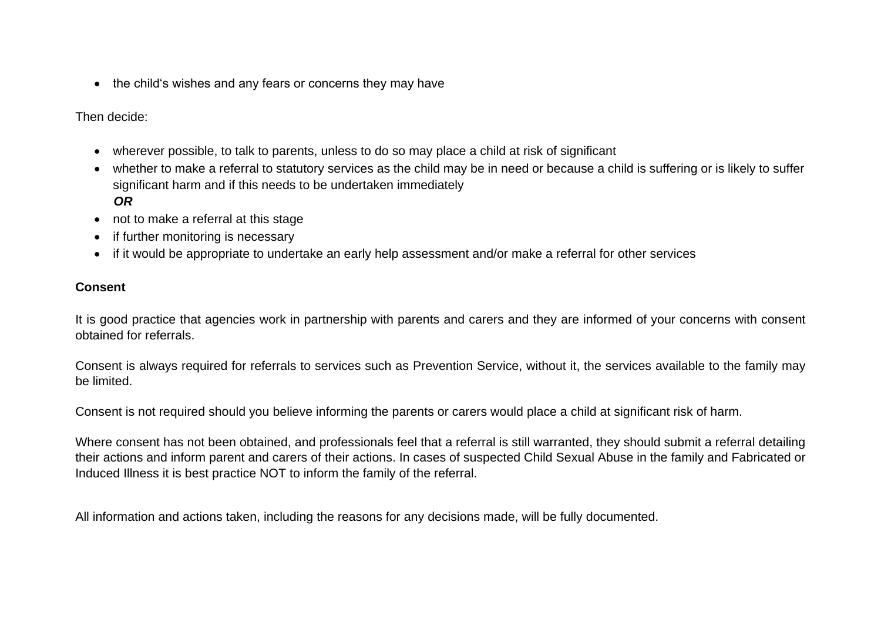- the child's wishes and any fears or concerns they may have

Then decide:

- wherever possible, to talk to parents, unless to do so may place a child at risk of significant
- whether to make a referral to statutory services as the child may be in need or because a child is suffering or is likely to suffer significant harm and if this needs to be undertaken immediately
  ***OR***
- not to make a referral at this stage
- if further monitoring is necessary
- if it would be appropriate to undertake an early help assessment and/or make a referral for other services

**Consent**

It is good practice that agencies work in partnership with parents and carers and they are informed of your concerns with consent obtained for referrals.

Consent is always required for referrals to services such as Prevention Service, without it, the services available to the family may be limited.

Consent is not required should you believe informing the parents or carers would place a child at significant risk of harm.

Where consent has not been obtained, and professionals feel that a referral is still warranted, they should submit a referral detailing their actions and inform parent and carers of their actions. In cases of suspected Child Sexual Abuse in the family and Fabricated or Induced Illness it is best practice NOT to inform the family of the referral.

All information and actions taken, including the reasons for any decisions made, will be fully documented.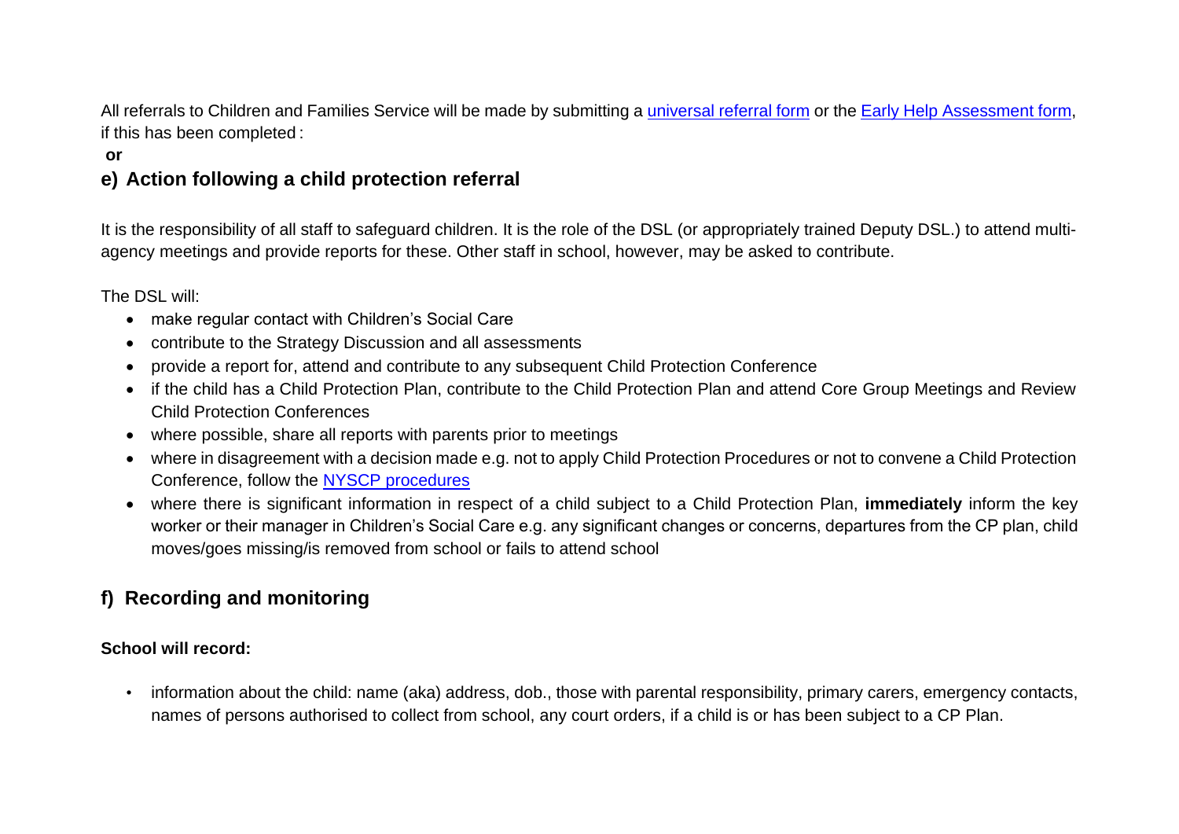All referrals to Children and Families Service will be made by submitting a universal referral form or the Early Help Assessment form, if this has been completed :

**or**

## e) Action following a child protection referral

It is the responsibility of all staff to safeguard children. It is the role of the DSL (or appropriately trained Deputy DSL.) to attend multi-agency meetings and provide reports for these. Other staff in school, however, may be asked to contribute.

The DSL will:

- make regular contact with Children's Social Care
- contribute to the Strategy Discussion and all assessments
- provide a report for, attend and contribute to any subsequent Child Protection Conference
- if the child has a Child Protection Plan, contribute to the Child Protection Plan and attend Core Group Meetings and Review Child Protection Conferences
- where possible, share all reports with parents prior to meetings
- where in disagreement with a decision made e.g. not to apply Child Protection Procedures or not to convene a Child Protection Conference, follow the NYSCP procedures
- where there is significant information in respect of a child subject to a Child Protection Plan, **immediately** inform the key worker or their manager in Children's Social Care e.g. any significant changes or concerns, departures from the CP plan, child moves/goes missing/is removed from school or fails to attend school

## f) Recording and monitoring

**School will record:**

- information about the child: name (aka) address, dob., those with parental responsibility, primary carers, emergency contacts, names of persons authorised to collect from school, any court orders, if a child is or has been subject to a CP Plan.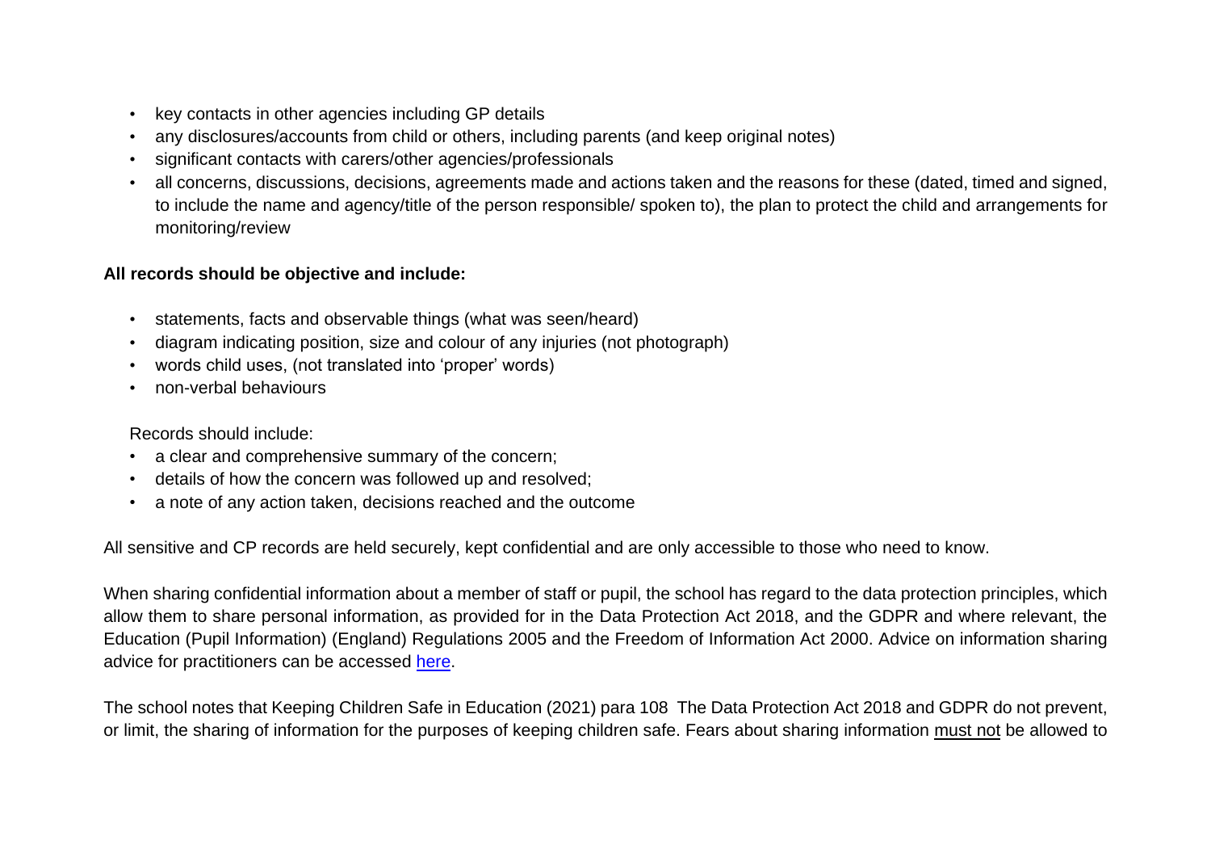- key contacts in other agencies including GP details
- any disclosures/accounts from child or others, including parents (and keep original notes)
- significant contacts with carers/other agencies/professionals
- all concerns, discussions, decisions, agreements made and actions taken and the reasons for these (dated, timed and signed, to include the name and agency/title of the person responsible/ spoken to), the plan to protect the child and arrangements for monitoring/review

**All records should be objective and include:**

- statements, facts and observable things (what was seen/heard)
- diagram indicating position, size and colour of any injuries (not photograph)
- words child uses, (not translated into 'proper' words)
- non-verbal behaviours

Records should include:

- a clear and comprehensive summary of the concern;
- details of how the concern was followed up and resolved;
- a note of any action taken, decisions reached and the outcome

All sensitive and CP records are held securely, kept confidential and are only accessible to those who need to know.

When sharing confidential information about a member of staff or pupil, the school has regard to the data protection principles, which allow them to share personal information, as provided for in the Data Protection Act 2018, and the GDPR and where relevant, the Education (Pupil Information) (England) Regulations 2005 and the Freedom of Information Act 2000. Advice on information sharing advice for practitioners can be accessed here.

The school notes that Keeping Children Safe in Education (2021) para 108 The Data Protection Act 2018 and GDPR do not prevent, or limit, the sharing of information for the purposes of keeping children safe. Fears about sharing information must not be allowed to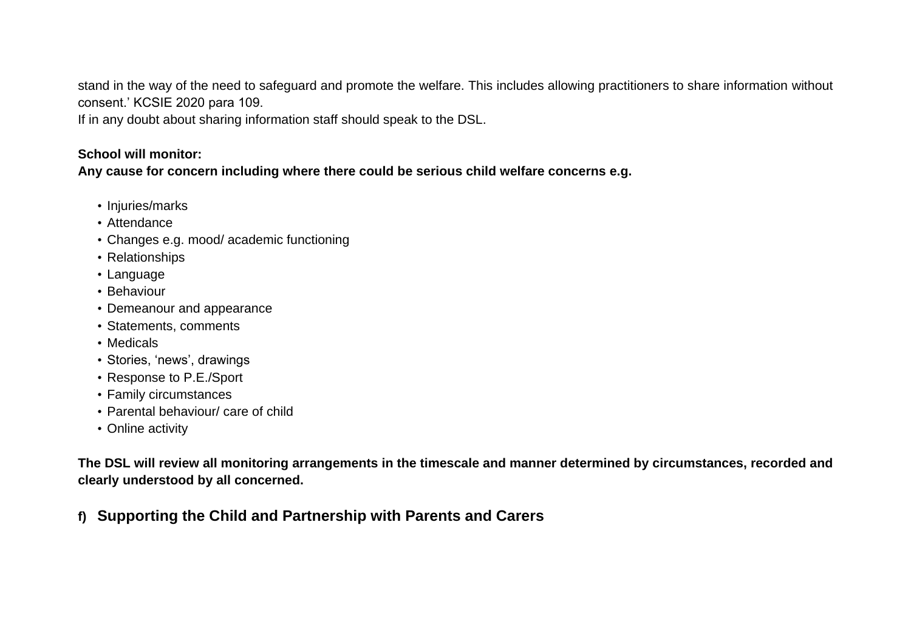stand in the way of the need to safeguard and promote the welfare. This includes allowing practitioners to share information without consent.' KCSIE 2020 para 109.
If in any doubt about sharing information staff should speak to the DSL.

**School will monitor:**
**Any cause for concern including where there could be serious child welfare concerns e.g.**

- Injuries/marks
- Attendance
- Changes e.g. mood/ academic functioning
- Relationships
- Language
- Behaviour
- Demeanour and appearance
- Statements, comments
- Medicals
- Stories, 'news', drawings
- Response to P.E./Sport
- Family circumstances
- Parental behaviour/ care of child
- Online activity

**The DSL will review all monitoring arrangements in the timescale and manner determined by circumstances, recorded and clearly understood by all concerned.**

## f) Supporting the Child and Partnership with Parents and Carers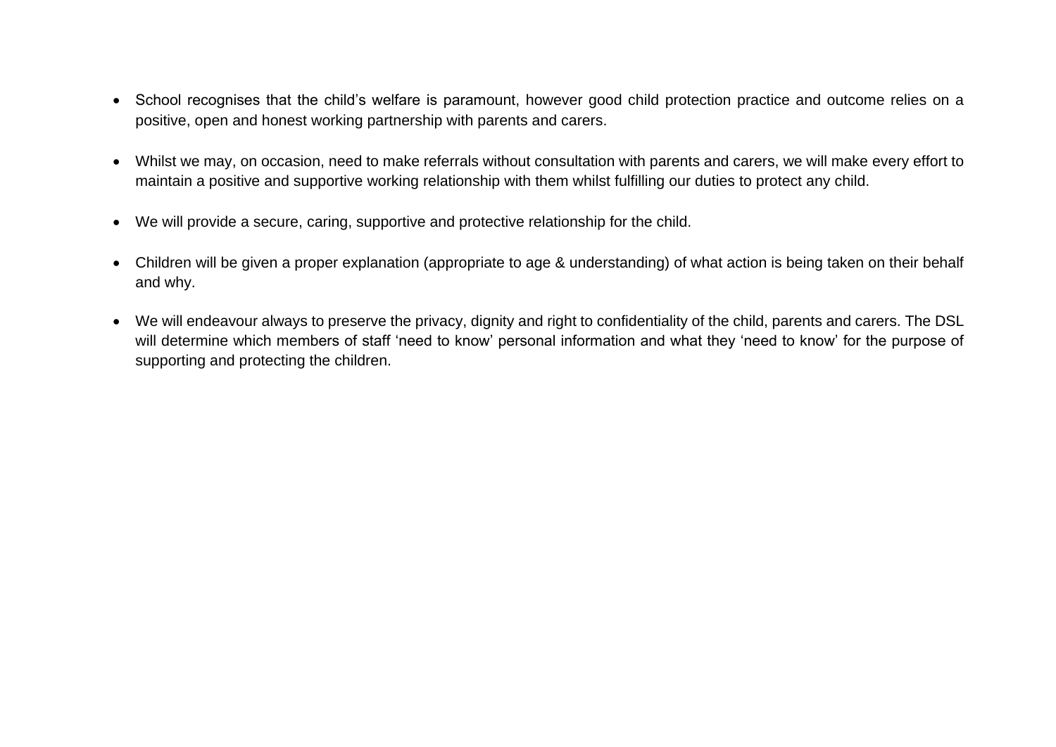- School recognises that the child's welfare is paramount, however good child protection practice and outcome relies on a positive, open and honest working partnership with parents and carers.

- Whilst we may, on occasion, need to make referrals without consultation with parents and carers, we will make every effort to maintain a positive and supportive working relationship with them whilst fulfilling our duties to protect any child.

- We will provide a secure, caring, supportive and protective relationship for the child.

- Children will be given a proper explanation (appropriate to age & understanding) of what action is being taken on their behalf and why.

- We will endeavour always to preserve the privacy, dignity and right to confidentiality of the child, parents and carers. The DSL will determine which members of staff 'need to know' personal information and what they 'need to know' for the purpose of supporting and protecting the children.